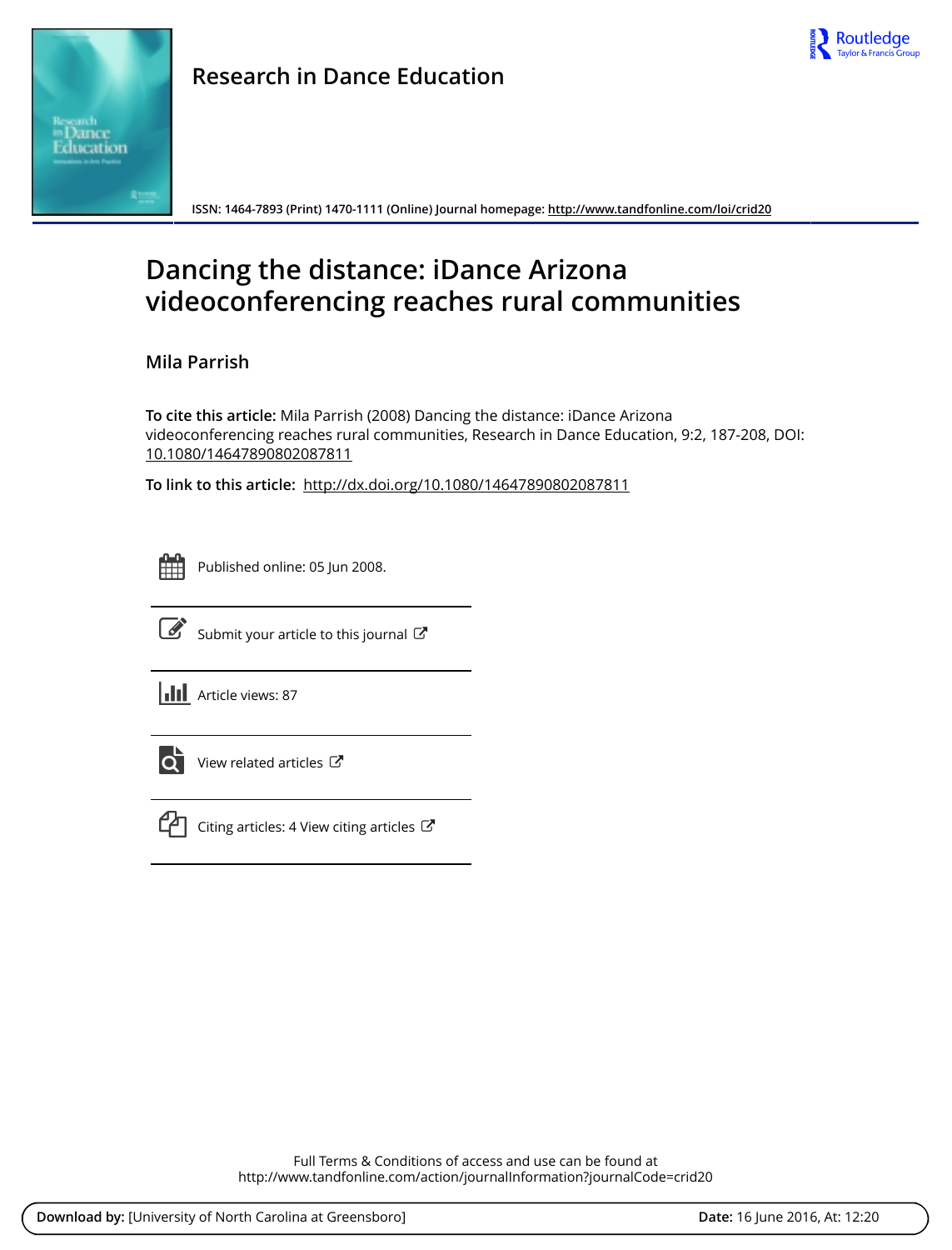Research in Dance Education

ISSN: 1464-7893 (Print) 1470-1111 (Online) Journal homepage: http://www.tandfonline.com/loi/crid20

# Dancing the distance: iDance Arizona videoconferencing reaches rural communities

Mila Parrish

**To cite this article:** Mila Parrish (2008) Dancing the distance: iDance Arizona videoconferencing reaches rural communities, Research in Dance Education, 9:2, 187-208, DOI: 10.1080/14647890802087811

**To link to this article:** http://dx.doi.org/10.1080/14647890802087811

Published online: 05 Jun 2008.

Submit your article to this journal

Article views: 87

View related articles

Citing articles: 4 View citing articles

Full Terms & Conditions of access and use can be found at
http://www.tandfonline.com/action/journalInformation?journalCode=crid20

**Download by:** [University of North Carolina at Greensboro] **Date:** 16 June 2016, At: 12:20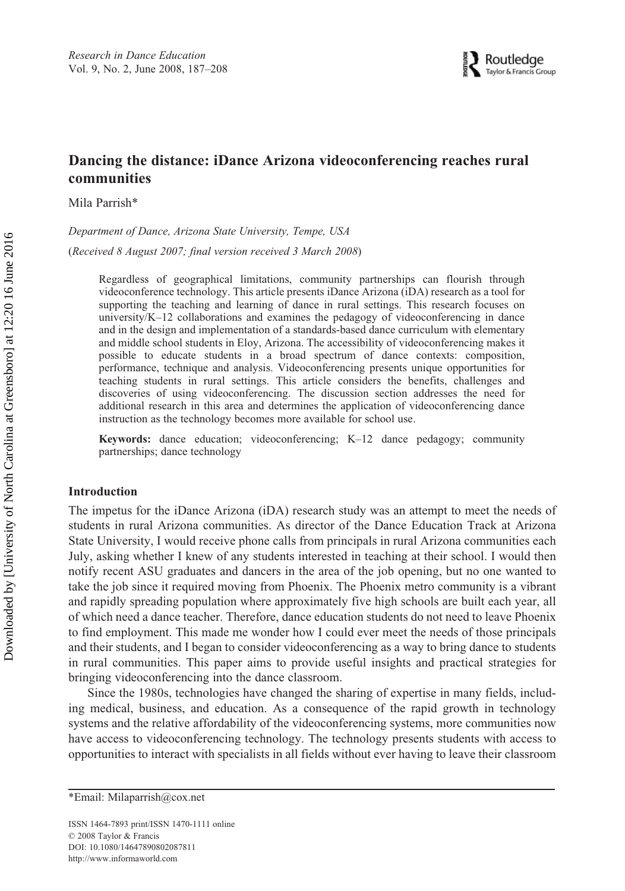# Dancing the distance: iDance Arizona videoconferencing reaches rural communities

Mila Parrish*

*Department of Dance, Arizona State University, Tempe, USA*

(*Received 8 August 2007; final version received 3 March 2008*)

Regardless of geographical limitations, community partnerships can flourish through videoconference technology. This article presents iDance Arizona (iDA) research as a tool for supporting the teaching and learning of dance in rural settings. This research focuses on university/K–12 collaborations and examines the pedagogy of videoconferencing in dance and in the design and implementation of a standards-based dance curriculum with elementary and middle school students in Eloy, Arizona. The accessibility of videoconferencing makes it possible to educate students in a broad spectrum of dance contexts: composition, performance, technique and analysis. Videoconferencing presents unique opportunities for teaching students in rural settings. This article considers the benefits, challenges and discoveries of using videoconferencing. The discussion section addresses the need for additional research in this area and determines the application of videoconferencing dance instruction as the technology becomes more available for school use.

**Keywords:** dance education; videoconferencing; K–12 dance pedagogy; community partnerships; dance technology

## Introduction

The impetus for the iDance Arizona (iDA) research study was an attempt to meet the needs of students in rural Arizona communities. As director of the Dance Education Track at Arizona State University, I would receive phone calls from principals in rural Arizona communities each July, asking whether I knew of any students interested in teaching at their school. I would then notify recent ASU graduates and dancers in the area of the job opening, but no one wanted to take the job since it required moving from Phoenix. The Phoenix metro community is a vibrant and rapidly spreading population where approximately five high schools are built each year, all of which need a dance teacher. Therefore, dance education students do not need to leave Phoenix to find employment. This made me wonder how I could ever meet the needs of those principals and their students, and I began to consider videoconferencing as a way to bring dance to students in rural communities. This paper aims to provide useful insights and practical strategies for bringing videoconferencing into the dance classroom.

Since the 1980s, technologies have changed the sharing of expertise in many fields, including medical, business, and education. As a consequence of the rapid growth in technology systems and the relative affordability of the videoconferencing systems, more communities now have access to videoconferencing technology. The technology presents students with access to opportunities to interact with specialists in all fields without ever having to leave their classroom

*Email: Milaparrish@cox.net

ISSN 1464-7893 print/ISSN 1470-1111 online
© 2008 Taylor & Francis
DOI: 10.1080/14647890802087811
http://www.informaworld.com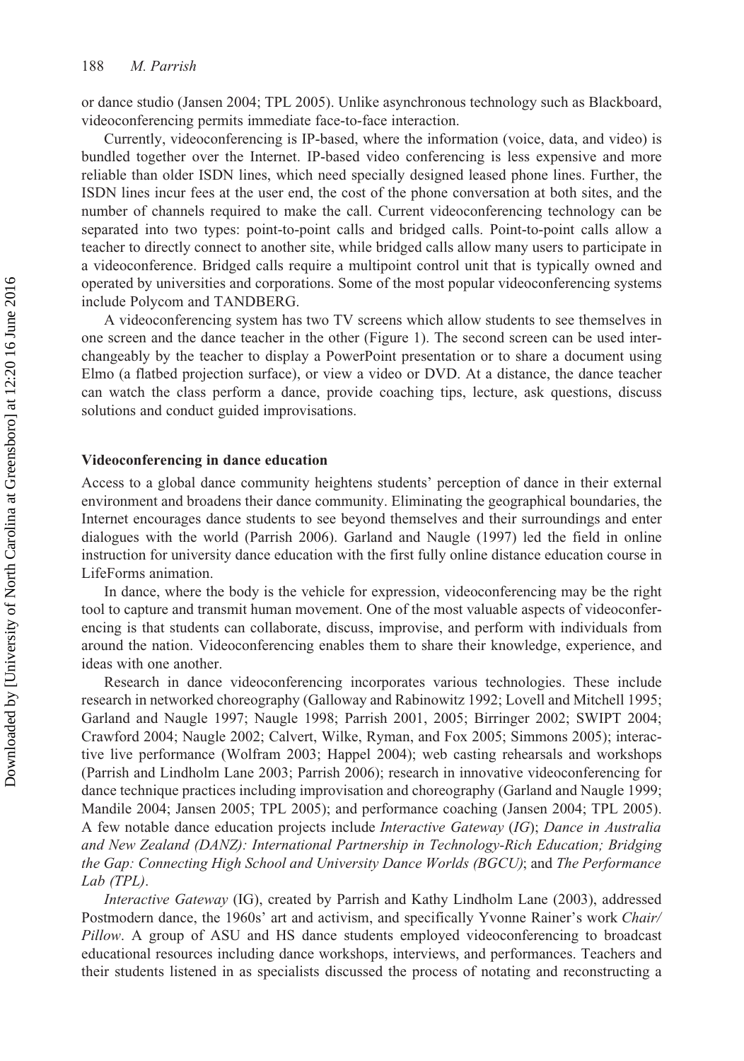or dance studio (Jansen 2004; TPL 2005). Unlike asynchronous technology such as Blackboard, videoconferencing permits immediate face-to-face interaction.

Currently, videoconferencing is IP-based, where the information (voice, data, and video) is bundled together over the Internet. IP-based video conferencing is less expensive and more reliable than older ISDN lines, which need specially designed leased phone lines. Further, the ISDN lines incur fees at the user end, the cost of the phone conversation at both sites, and the number of channels required to make the call. Current videoconferencing technology can be separated into two types: point-to-point calls and bridged calls. Point-to-point calls allow a teacher to directly connect to another site, while bridged calls allow many users to participate in a videoconference. Bridged calls require a multipoint control unit that is typically owned and operated by universities and corporations. Some of the most popular videoconferencing systems include Polycom and TANDBERG.

A videoconferencing system has two TV screens which allow students to see themselves in one screen and the dance teacher in the other (Figure 1). The second screen can be used interchangeably by the teacher to display a PowerPoint presentation or to share a document using Elmo (a flatbed projection surface), or view a video or DVD. At a distance, the dance teacher can watch the class perform a dance, provide coaching tips, lecture, ask questions, discuss solutions and conduct guided improvisations.

**Videoconferencing in dance education**

Access to a global dance community heightens students' perception of dance in their external environment and broadens their dance community. Eliminating the geographical boundaries, the Internet encourages dance students to see beyond themselves and their surroundings and enter dialogues with the world (Parrish 2006). Garland and Naugle (1997) led the field in online instruction for university dance education with the first fully online distance education course in LifeForms animation.

In dance, where the body is the vehicle for expression, videoconferencing may be the right tool to capture and transmit human movement. One of the most valuable aspects of videoconferencing is that students can collaborate, discuss, improvise, and perform with individuals from around the nation. Videoconferencing enables them to share their knowledge, experience, and ideas with one another.

Research in dance videoconferencing incorporates various technologies. These include research in networked choreography (Galloway and Rabinowitz 1992; Lovell and Mitchell 1995; Garland and Naugle 1997; Naugle 1998; Parrish 2001, 2005; Birringer 2002; SWIPT 2004; Crawford 2004; Naugle 2002; Calvert, Wilke, Ryman, and Fox 2005; Simmons 2005); interactive live performance (Wolfram 2003; Happel 2004); web casting rehearsals and workshops (Parrish and Lindholm Lane 2003; Parrish 2006); research in innovative videoconferencing for dance technique practices including improvisation and choreography (Garland and Naugle 1999; Mandile 2004; Jansen 2005; TPL 2005); and performance coaching (Jansen 2004; TPL 2005). A few notable dance education projects include *Interactive Gateway* (*IG*); *Dance in Australia and New Zealand (DANZ): International Partnership in Technology-Rich Education; Bridging the Gap: Connecting High School and University Dance Worlds (BGCU)*; and *The Performance Lab (TPL)*.

*Interactive Gateway* (IG), created by Parrish and Kathy Lindholm Lane (2003), addressed Postmodern dance, the 1960s' art and activism, and specifically Yvonne Rainer's work *Chair/Pillow*. A group of ASU and HS dance students employed videoconferencing to broadcast educational resources including dance workshops, interviews, and performances. Teachers and their students listened in as specialists discussed the process of notating and reconstructing a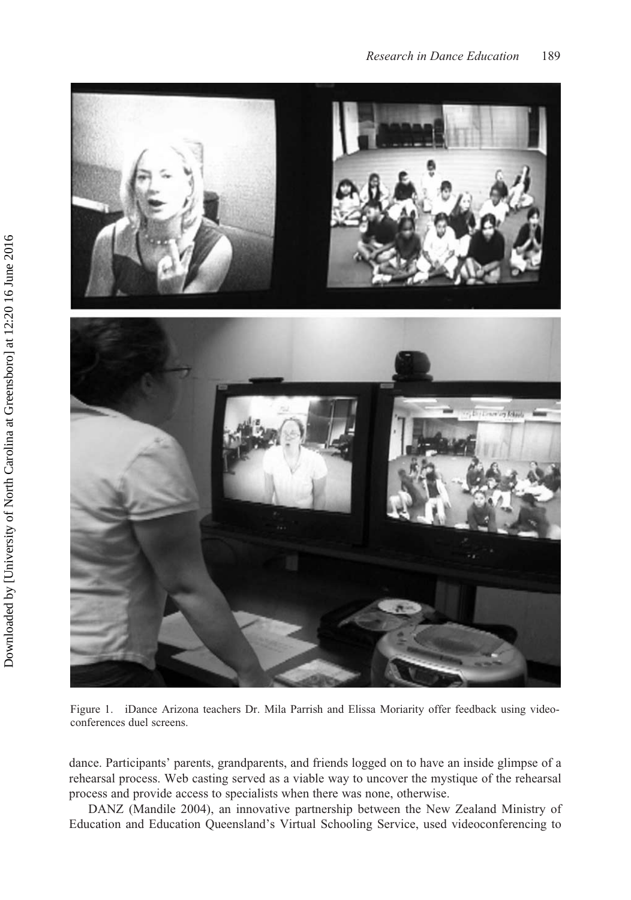Figure 1. iDance Arizona teachers Dr. Mila Parrish and Elissa Moriarity offer feedback using videoconferences duel screens.

dance. Participants' parents, grandparents, and friends logged on to have an inside glimpse of a rehearsal process. Web casting served as a viable way to uncover the mystique of the rehearsal process and provide access to specialists when there was none, otherwise.

DANZ (Mandile 2004), an innovative partnership between the New Zealand Ministry of Education and Education Queensland's Virtual Schooling Service, used videoconferencing to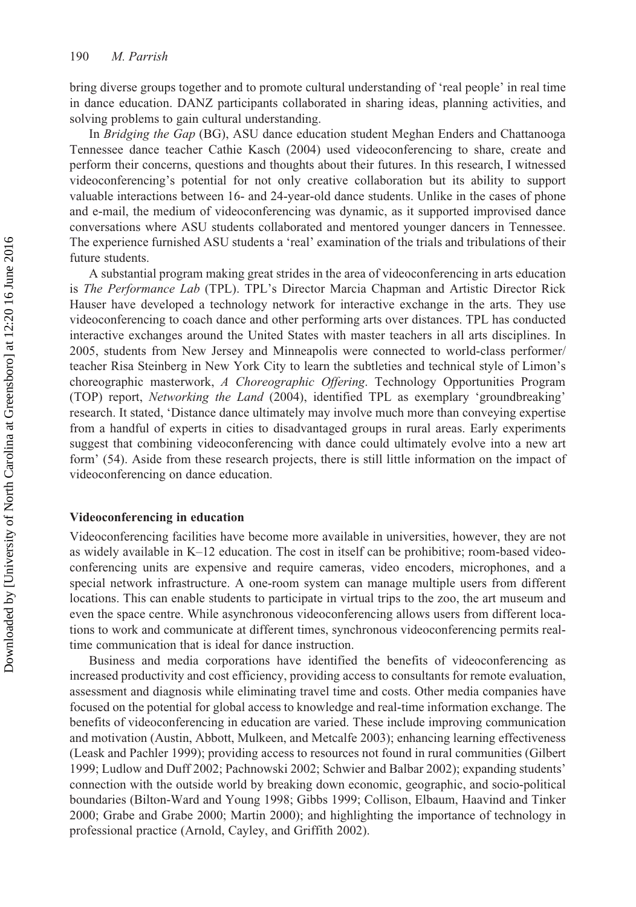bring diverse groups together and to promote cultural understanding of 'real people' in real time in dance education. DANZ participants collaborated in sharing ideas, planning activities, and solving problems to gain cultural understanding.

In *Bridging the Gap* (BG), ASU dance education student Meghan Enders and Chattanooga Tennessee dance teacher Cathie Kasch (2004) used videoconferencing to share, create and perform their concerns, questions and thoughts about their futures. In this research, I witnessed videoconferencing's potential for not only creative collaboration but its ability to support valuable interactions between 16- and 24-year-old dance students. Unlike in the cases of phone and e-mail, the medium of videoconferencing was dynamic, as it supported improvised dance conversations where ASU students collaborated and mentored younger dancers in Tennessee. The experience furnished ASU students a 'real' examination of the trials and tribulations of their future students.

A substantial program making great strides in the area of videoconferencing in arts education is *The Performance Lab* (TPL). TPL's Director Marcia Chapman and Artistic Director Rick Hauser have developed a technology network for interactive exchange in the arts. They use videoconferencing to coach dance and other performing arts over distances. TPL has conducted interactive exchanges around the United States with master teachers in all arts disciplines. In 2005, students from New Jersey and Minneapolis were connected to world-class performer/teacher Risa Steinberg in New York City to learn the subtleties and technical style of Limon's choreographic masterwork, *A Choreographic Offering*. Technology Opportunities Program (TOP) report, *Networking the Land* (2004), identified TPL as exemplary 'groundbreaking' research. It stated, 'Distance dance ultimately may involve much more than conveying expertise from a handful of experts in cities to disadvantaged groups in rural areas. Early experiments suggest that combining videoconferencing with dance could ultimately evolve into a new art form' (54). Aside from these research projects, there is still little information on the impact of videoconferencing on dance education.

### Videoconferencing in education

Videoconferencing facilities have become more available in universities, however, they are not as widely available in K–12 education. The cost in itself can be prohibitive; room-based videoconferencing units are expensive and require cameras, video encoders, microphones, and a special network infrastructure. A one-room system can manage multiple users from different locations. This can enable students to participate in virtual trips to the zoo, the art museum and even the space centre. While asynchronous videoconferencing allows users from different locations to work and communicate at different times, synchronous videoconferencing permits real-time communication that is ideal for dance instruction.

Business and media corporations have identified the benefits of videoconferencing as increased productivity and cost efficiency, providing access to consultants for remote evaluation, assessment and diagnosis while eliminating travel time and costs. Other media companies have focused on the potential for global access to knowledge and real-time information exchange. The benefits of videoconferencing in education are varied. These include improving communication and motivation (Austin, Abbott, Mulkeen, and Metcalfe 2003); enhancing learning effectiveness (Leask and Pachler 1999); providing access to resources not found in rural communities (Gilbert 1999; Ludlow and Duff 2002; Pachnowski 2002; Schwier and Balbar 2002); expanding students' connection with the outside world by breaking down economic, geographic, and socio-political boundaries (Bilton-Ward and Young 1998; Gibbs 1999; Collison, Elbaum, Haavind and Tinker 2000; Grabe and Grabe 2000; Martin 2000); and highlighting the importance of technology in professional practice (Arnold, Cayley, and Griffith 2002).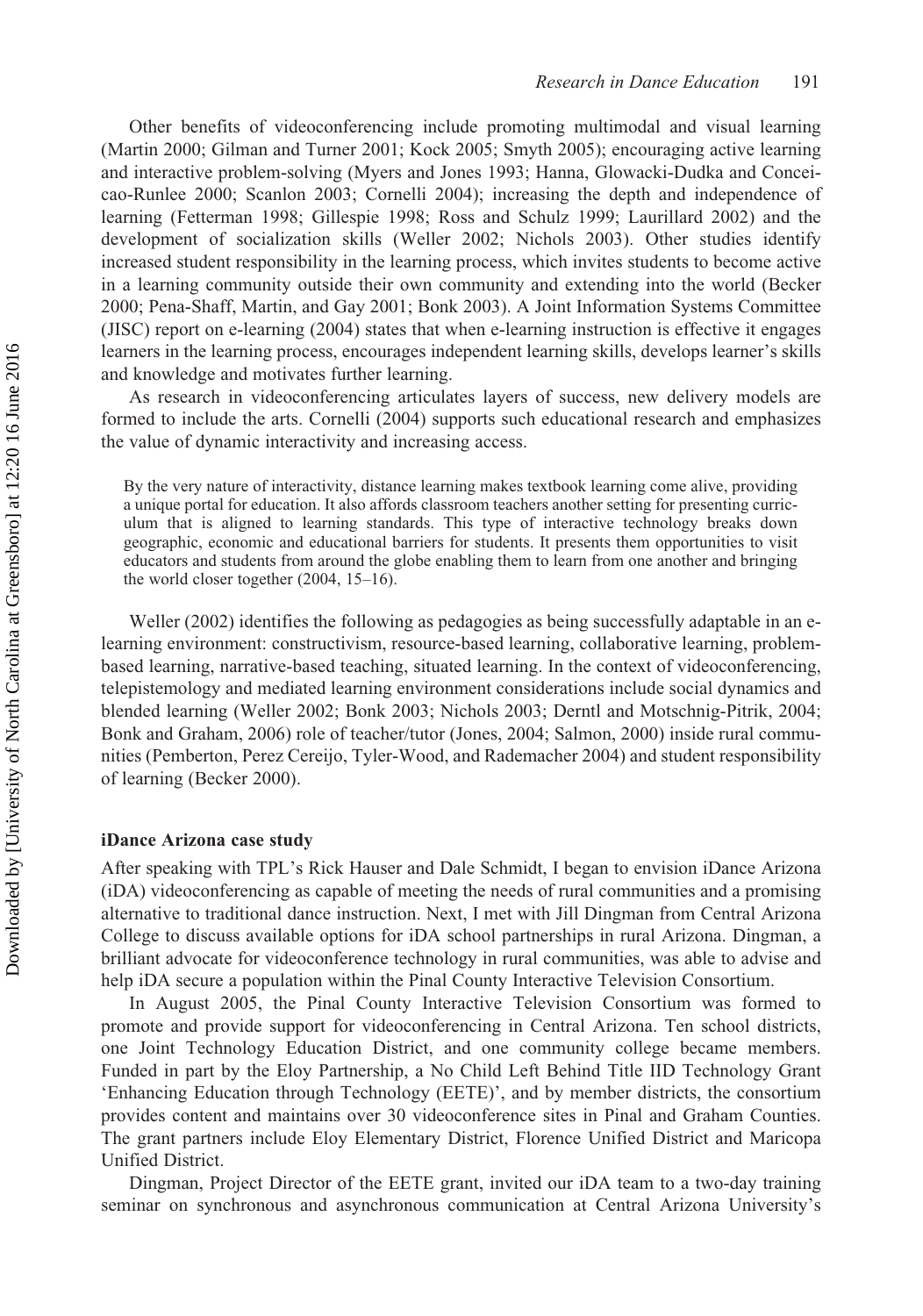Other benefits of videoconferencing include promoting multimodal and visual learning (Martin 2000; Gilman and Turner 2001; Kock 2005; Smyth 2005); encouraging active learning and interactive problem-solving (Myers and Jones 1993; Hanna, Glowacki-Dudka and Conceicao-Runlee 2000; Scanlon 2003; Cornelli 2004); increasing the depth and independence of learning (Fetterman 1998; Gillespie 1998; Ross and Schulz 1999; Laurillard 2002) and the development of socialization skills (Weller 2002; Nichols 2003). Other studies identify increased student responsibility in the learning process, which invites students to become active in a learning community outside their own community and extending into the world (Becker 2000; Pena-Shaff, Martin, and Gay 2001; Bonk 2003). A Joint Information Systems Committee (JISC) report on e-learning (2004) states that when e-learning instruction is effective it engages learners in the learning process, encourages independent learning skills, develops learner's skills and knowledge and motivates further learning.

As research in videoconferencing articulates layers of success, new delivery models are formed to include the arts. Cornelli (2004) supports such educational research and emphasizes the value of dynamic interactivity and increasing access.

> By the very nature of interactivity, distance learning makes textbook learning come alive, providing a unique portal for education. It also affords classroom teachers another setting for presenting curriculum that is aligned to learning standards. This type of interactive technology breaks down geographic, economic and educational barriers for students. It presents them opportunities to visit educators and students from around the globe enabling them to learn from one another and bringing the world closer together (2004, 15–16).

Weller (2002) identifies the following as pedagogies as being successfully adaptable in an e-learning environment: constructivism, resource-based learning, collaborative learning, problem-based learning, narrative-based teaching, situated learning. In the context of videoconferencing, telepistemology and mediated learning environment considerations include social dynamics and blended learning (Weller 2002; Bonk 2003; Nichols 2003; Derntl and Motschnig-Pitrik, 2004; Bonk and Graham, 2006) role of teacher/tutor (Jones, 2004; Salmon, 2000) inside rural communities (Pemberton, Perez Cereijo, Tyler-Wood, and Rademacher 2004) and student responsibility of learning (Becker 2000).

### iDance Arizona case study

After speaking with TPL's Rick Hauser and Dale Schmidt, I began to envision iDance Arizona (iDA) videoconferencing as capable of meeting the needs of rural communities and a promising alternative to traditional dance instruction. Next, I met with Jill Dingman from Central Arizona College to discuss available options for iDA school partnerships in rural Arizona. Dingman, a brilliant advocate for videoconference technology in rural communities, was able to advise and help iDA secure a population within the Pinal County Interactive Television Consortium.

In August 2005, the Pinal County Interactive Television Consortium was formed to promote and provide support for videoconferencing in Central Arizona. Ten school districts, one Joint Technology Education District, and one community college became members. Funded in part by the Eloy Partnership, a No Child Left Behind Title IID Technology Grant 'Enhancing Education through Technology (EETE)', and by member districts, the consortium provides content and maintains over 30 videoconference sites in Pinal and Graham Counties. The grant partners include Eloy Elementary District, Florence Unified District and Maricopa Unified District.

Dingman, Project Director of the EETE grant, invited our iDA team to a two-day training seminar on synchronous and asynchronous communication at Central Arizona University's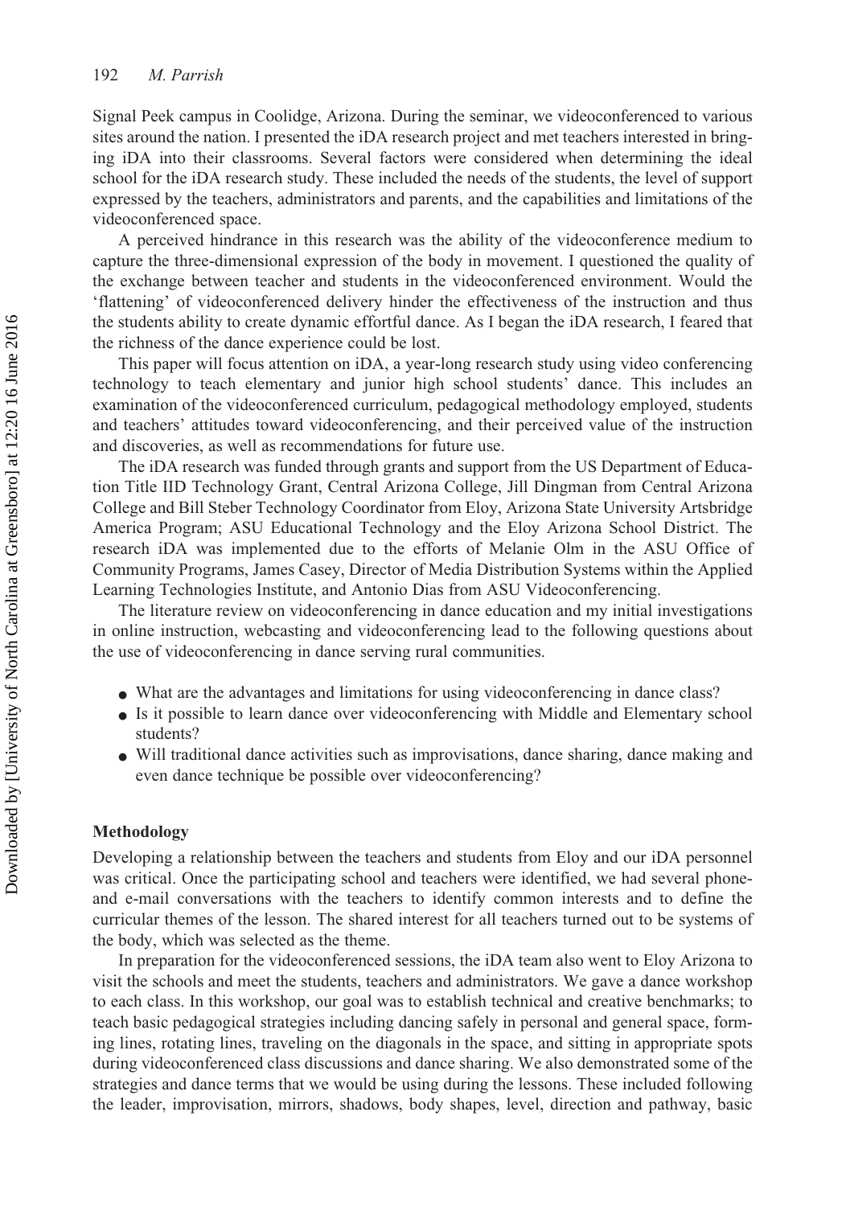Signal Peek campus in Coolidge, Arizona. During the seminar, we videoconferenced to various sites around the nation. I presented the iDA research project and met teachers interested in bringing iDA into their classrooms. Several factors were considered when determining the ideal school for the iDA research study. These included the needs of the students, the level of support expressed by the teachers, administrators and parents, and the capabilities and limitations of the videoconferenced space.

A perceived hindrance in this research was the ability of the videoconference medium to capture the three-dimensional expression of the body in movement. I questioned the quality of the exchange between teacher and students in the videoconferenced environment. Would the 'flattening' of videoconferenced delivery hinder the effectiveness of the instruction and thus the students ability to create dynamic effortful dance. As I began the iDA research, I feared that the richness of the dance experience could be lost.

This paper will focus attention on iDA, a year-long research study using video conferencing technology to teach elementary and junior high school students' dance. This includes an examination of the videoconferenced curriculum, pedagogical methodology employed, students and teachers' attitudes toward videoconferencing, and their perceived value of the instruction and discoveries, as well as recommendations for future use.

The iDA research was funded through grants and support from the US Department of Education Title IID Technology Grant, Central Arizona College, Jill Dingman from Central Arizona College and Bill Steber Technology Coordinator from Eloy, Arizona State University Artsbridge America Program; ASU Educational Technology and the Eloy Arizona School District. The research iDA was implemented due to the efforts of Melanie Olm in the ASU Office of Community Programs, James Casey, Director of Media Distribution Systems within the Applied Learning Technologies Institute, and Antonio Dias from ASU Videoconferencing.

The literature review on videoconferencing in dance education and my initial investigations in online instruction, webcasting and videoconferencing lead to the following questions about the use of videoconferencing in dance serving rural communities.

- What are the advantages and limitations for using videoconferencing in dance class?
- Is it possible to learn dance over videoconferencing with Middle and Elementary school students?
- Will traditional dance activities such as improvisations, dance sharing, dance making and even dance technique be possible over videoconferencing?

## Methodology

Developing a relationship between the teachers and students from Eloy and our iDA personnel was critical. Once the participating school and teachers were identified, we had several phone- and e-mail conversations with the teachers to identify common interests and to define the curricular themes of the lesson. The shared interest for all teachers turned out to be systems of the body, which was selected as the theme.

In preparation for the videoconferenced sessions, the iDA team also went to Eloy Arizona to visit the schools and meet the students, teachers and administrators. We gave a dance workshop to each class. In this workshop, our goal was to establish technical and creative benchmarks; to teach basic pedagogical strategies including dancing safely in personal and general space, forming lines, rotating lines, traveling on the diagonals in the space, and sitting in appropriate spots during videoconferenced class discussions and dance sharing. We also demonstrated some of the strategies and dance terms that we would be using during the lessons. These included following the leader, improvisation, mirrors, shadows, body shapes, level, direction and pathway, basic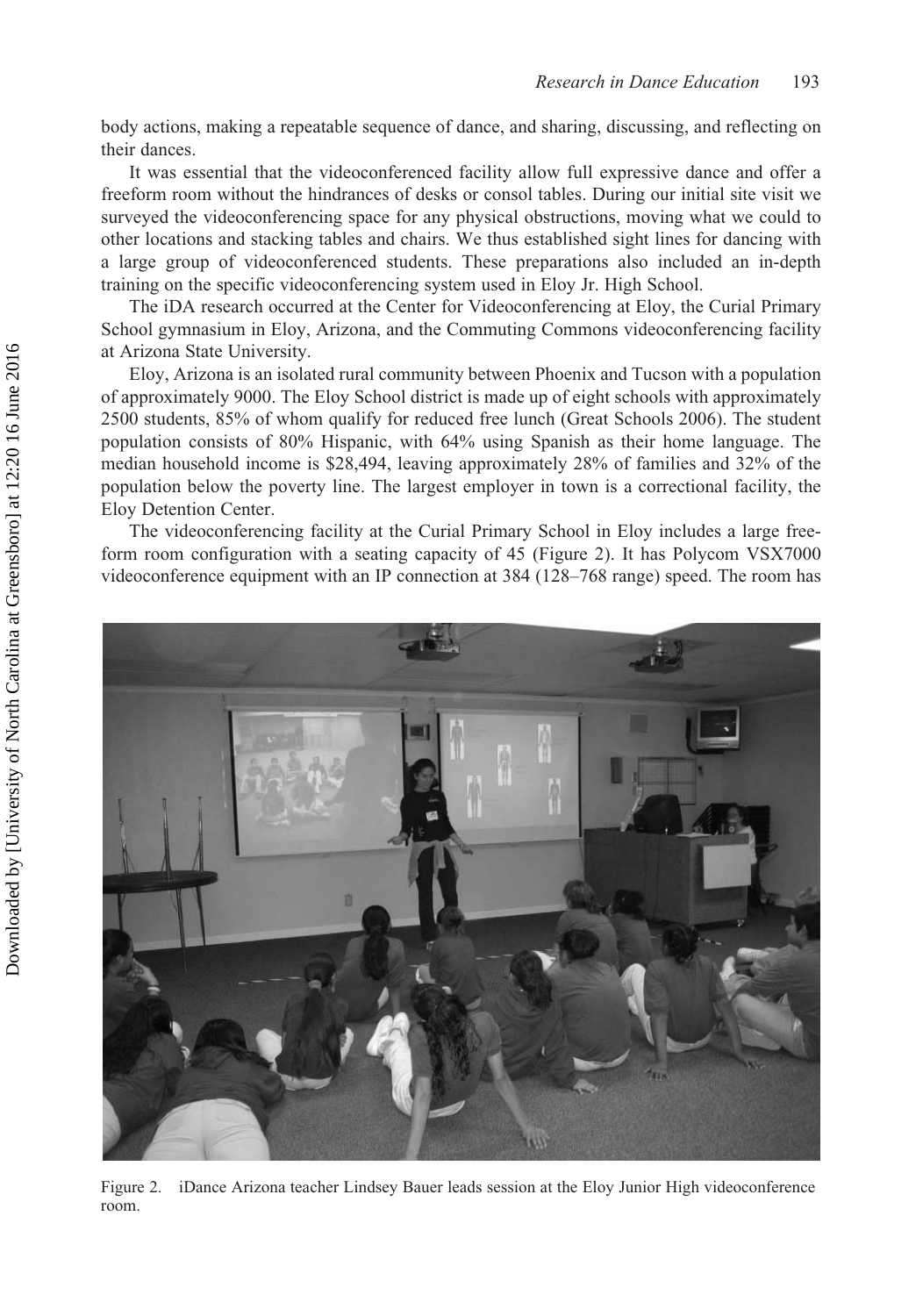body actions, making a repeatable sequence of dance, and sharing, discussing, and reflecting on their dances.

It was essential that the videoconferenced facility allow full expressive dance and offer a freeform room without the hindrances of desks or consol tables. During our initial site visit we surveyed the videoconferencing space for any physical obstructions, moving what we could to other locations and stacking tables and chairs. We thus established sight lines for dancing with a large group of videoconferenced students. These preparations also included an in-depth training on the specific videoconferencing system used in Eloy Jr. High School.

The iDA research occurred at the Center for Videoconferencing at Eloy, the Curial Primary School gymnasium in Eloy, Arizona, and the Commuting Commons videoconferencing facility at Arizona State University.

Eloy, Arizona is an isolated rural community between Phoenix and Tucson with a population of approximately 9000. The Eloy School district is made up of eight schools with approximately 2500 students, 85% of whom qualify for reduced free lunch (Great Schools 2006). The student population consists of 80% Hispanic, with 64% using Spanish as their home language. The median household income is $28,494, leaving approximately 28% of families and 32% of the population below the poverty line. The largest employer in town is a correctional facility, the Eloy Detention Center.

The videoconferencing facility at the Curial Primary School in Eloy includes a large free-form room configuration with a seating capacity of 45 (Figure 2). It has Polycom VSX7000 videoconference equipment with an IP connection at 384 (128–768 range) speed. The room has

Figure 2. iDance Arizona teacher Lindsey Bauer leads session at the Eloy Junior High videoconference room.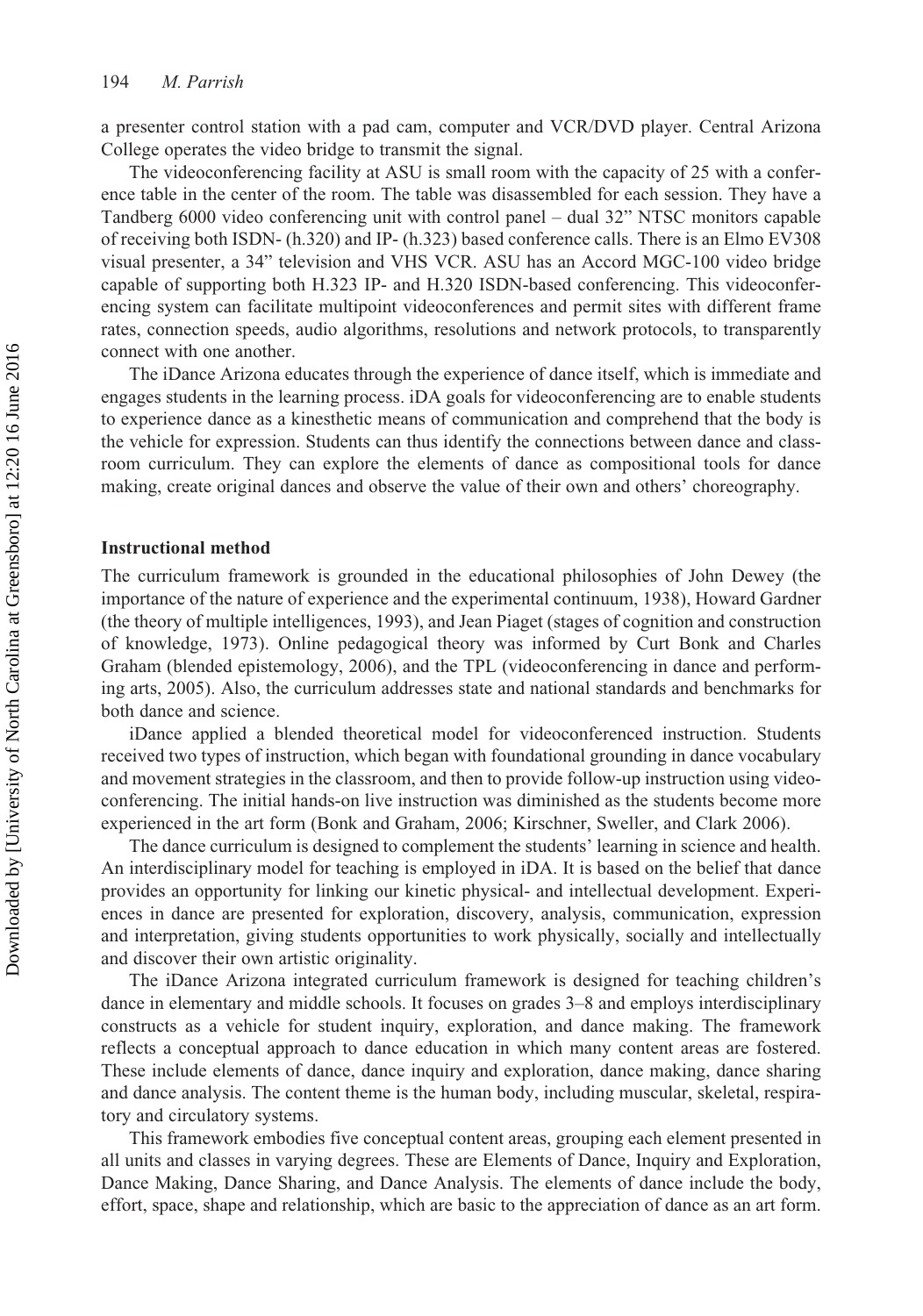a presenter control station with a pad cam, computer and VCR/DVD player. Central Arizona College operates the video bridge to transmit the signal.

The videoconferencing facility at ASU is small room with the capacity of 25 with a conference table in the center of the room. The table was disassembled for each session. They have a Tandberg 6000 video conferencing unit with control panel – dual 32" NTSC monitors capable of receiving both ISDN- (h.320) and IP- (h.323) based conference calls. There is an Elmo EV308 visual presenter, a 34" television and VHS VCR. ASU has an Accord MGC-100 video bridge capable of supporting both H.323 IP- and H.320 ISDN-based conferencing. This videoconferencing system can facilitate multipoint videoconferences and permit sites with different frame rates, connection speeds, audio algorithms, resolutions and network protocols, to transparently connect with one another.

The iDance Arizona educates through the experience of dance itself, which is immediate and engages students in the learning process. iDA goals for videoconferencing are to enable students to experience dance as a kinesthetic means of communication and comprehend that the body is the vehicle for expression. Students can thus identify the connections between dance and classroom curriculum. They can explore the elements of dance as compositional tools for dance making, create original dances and observe the value of their own and others' choreography.

**Instructional method**

The curriculum framework is grounded in the educational philosophies of John Dewey (the importance of the nature of experience and the experimental continuum, 1938), Howard Gardner (the theory of multiple intelligences, 1993), and Jean Piaget (stages of cognition and construction of knowledge, 1973). Online pedagogical theory was informed by Curt Bonk and Charles Graham (blended epistemology, 2006), and the TPL (videoconferencing in dance and performing arts, 2005). Also, the curriculum addresses state and national standards and benchmarks for both dance and science.

iDance applied a blended theoretical model for videoconferenced instruction. Students received two types of instruction, which began with foundational grounding in dance vocabulary and movement strategies in the classroom, and then to provide follow-up instruction using videoconferencing. The initial hands-on live instruction was diminished as the students become more experienced in the art form (Bonk and Graham, 2006; Kirschner, Sweller, and Clark 2006).

The dance curriculum is designed to complement the students' learning in science and health. An interdisciplinary model for teaching is employed in iDA. It is based on the belief that dance provides an opportunity for linking our kinetic physical- and intellectual development. Experiences in dance are presented for exploration, discovery, analysis, communication, expression and interpretation, giving students opportunities to work physically, socially and intellectually and discover their own artistic originality.

The iDance Arizona integrated curriculum framework is designed for teaching children's dance in elementary and middle schools. It focuses on grades 3–8 and employs interdisciplinary constructs as a vehicle for student inquiry, exploration, and dance making. The framework reflects a conceptual approach to dance education in which many content areas are fostered. These include elements of dance, dance inquiry and exploration, dance making, dance sharing and dance analysis. The content theme is the human body, including muscular, skeletal, respiratory and circulatory systems.

This framework embodies five conceptual content areas, grouping each element presented in all units and classes in varying degrees. These are Elements of Dance, Inquiry and Exploration, Dance Making, Dance Sharing, and Dance Analysis. The elements of dance include the body, effort, space, shape and relationship, which are basic to the appreciation of dance as an art form.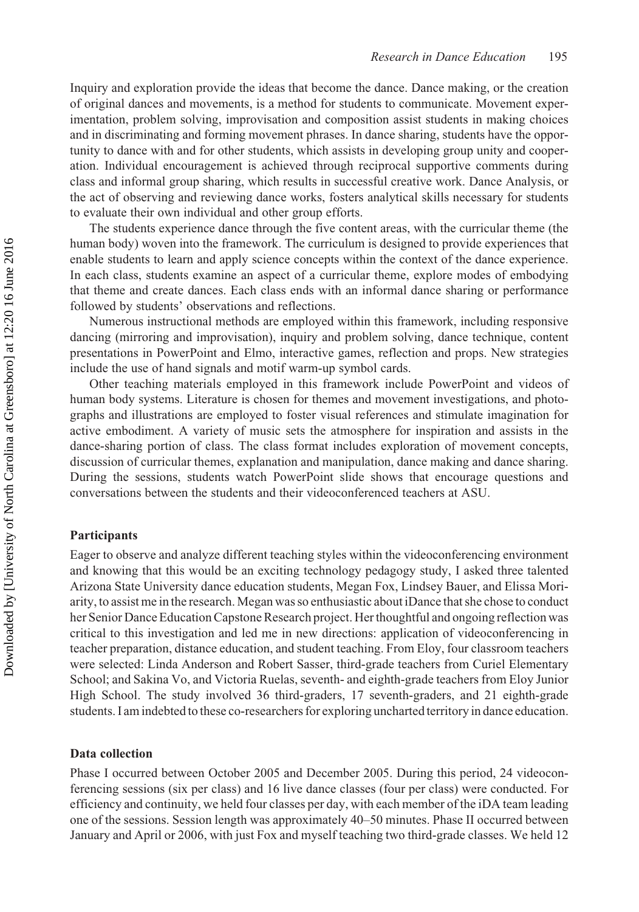Inquiry and exploration provide the ideas that become the dance. Dance making, or the creation of original dances and movements, is a method for students to communicate. Movement experimentation, problem solving, improvisation and composition assist students in making choices and in discriminating and forming movement phrases. In dance sharing, students have the opportunity to dance with and for other students, which assists in developing group unity and cooperation. Individual encouragement is achieved through reciprocal supportive comments during class and informal group sharing, which results in successful creative work. Dance Analysis, or the act of observing and reviewing dance works, fosters analytical skills necessary for students to evaluate their own individual and other group efforts.

The students experience dance through the five content areas, with the curricular theme (the human body) woven into the framework. The curriculum is designed to provide experiences that enable students to learn and apply science concepts within the context of the dance experience. In each class, students examine an aspect of a curricular theme, explore modes of embodying that theme and create dances. Each class ends with an informal dance sharing or performance followed by students' observations and reflections.

Numerous instructional methods are employed within this framework, including responsive dancing (mirroring and improvisation), inquiry and problem solving, dance technique, content presentations in PowerPoint and Elmo, interactive games, reflection and props. New strategies include the use of hand signals and motif warm-up symbol cards.

Other teaching materials employed in this framework include PowerPoint and videos of human body systems. Literature is chosen for themes and movement investigations, and photographs and illustrations are employed to foster visual references and stimulate imagination for active embodiment. A variety of music sets the atmosphere for inspiration and assists in the dance-sharing portion of class. The class format includes exploration of movement concepts, discussion of curricular themes, explanation and manipulation, dance making and dance sharing. During the sessions, students watch PowerPoint slide shows that encourage questions and conversations between the students and their videoconferenced teachers at ASU.

### Participants

Eager to observe and analyze different teaching styles within the videoconferencing environment and knowing that this would be an exciting technology pedagogy study, I asked three talented Arizona State University dance education students, Megan Fox, Lindsey Bauer, and Elissa Moriarity, to assist me in the research. Megan was so enthusiastic about iDance that she chose to conduct her Senior Dance Education Capstone Research project. Her thoughtful and ongoing reflection was critical to this investigation and led me in new directions: application of videoconferencing in teacher preparation, distance education, and student teaching. From Eloy, four classroom teachers were selected: Linda Anderson and Robert Sasser, third-grade teachers from Curiel Elementary School; and Sakina Vo, and Victoria Ruelas, seventh- and eighth-grade teachers from Eloy Junior High School. The study involved 36 third-graders, 17 seventh-graders, and 21 eighth-grade students. I am indebted to these co-researchers for exploring uncharted territory in dance education.

### Data collection

Phase I occurred between October 2005 and December 2005. During this period, 24 videoconferencing sessions (six per class) and 16 live dance classes (four per class) were conducted. For efficiency and continuity, we held four classes per day, with each member of the iDA team leading one of the sessions. Session length was approximately 40–50 minutes. Phase II occurred between January and April or 2006, with just Fox and myself teaching two third-grade classes. We held 12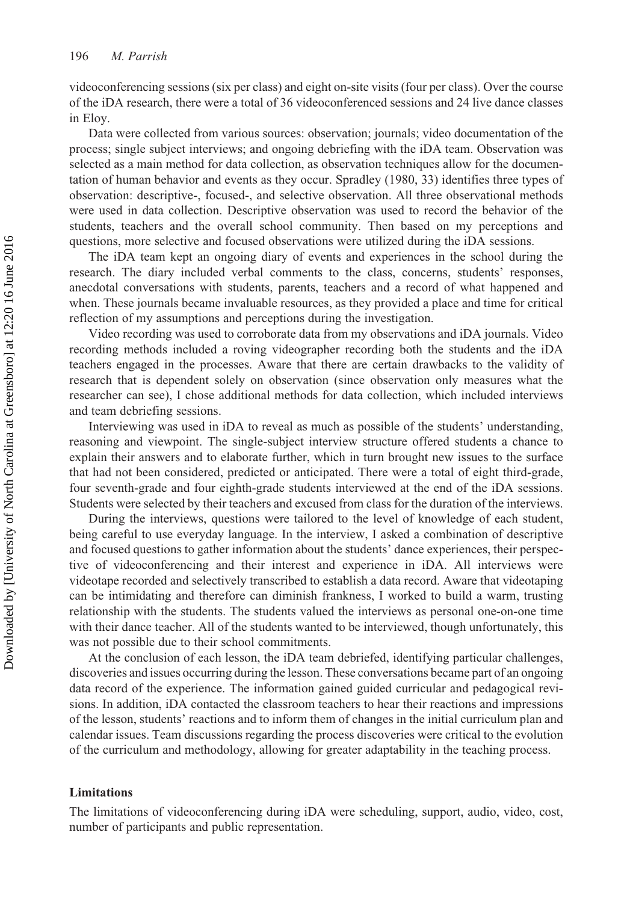videoconferencing sessions (six per class) and eight on-site visits (four per class). Over the course of the iDA research, there were a total of 36 videoconferenced sessions and 24 live dance classes in Eloy.

Data were collected from various sources: observation; journals; video documentation of the process; single subject interviews; and ongoing debriefing with the iDA team. Observation was selected as a main method for data collection, as observation techniques allow for the documentation of human behavior and events as they occur. Spradley (1980, 33) identifies three types of observation: descriptive-, focused-, and selective observation. All three observational methods were used in data collection. Descriptive observation was used to record the behavior of the students, teachers and the overall school community. Then based on my perceptions and questions, more selective and focused observations were utilized during the iDA sessions.

The iDA team kept an ongoing diary of events and experiences in the school during the research. The diary included verbal comments to the class, concerns, students' responses, anecdotal conversations with students, parents, teachers and a record of what happened and when. These journals became invaluable resources, as they provided a place and time for critical reflection of my assumptions and perceptions during the investigation.

Video recording was used to corroborate data from my observations and iDA journals. Video recording methods included a roving videographer recording both the students and the iDA teachers engaged in the processes. Aware that there are certain drawbacks to the validity of research that is dependent solely on observation (since observation only measures what the researcher can see), I chose additional methods for data collection, which included interviews and team debriefing sessions.

Interviewing was used in iDA to reveal as much as possible of the students' understanding, reasoning and viewpoint. The single-subject interview structure offered students a chance to explain their answers and to elaborate further, which in turn brought new issues to the surface that had not been considered, predicted or anticipated. There were a total of eight third-grade, four seventh-grade and four eighth-grade students interviewed at the end of the iDA sessions. Students were selected by their teachers and excused from class for the duration of the interviews.

During the interviews, questions were tailored to the level of knowledge of each student, being careful to use everyday language. In the interview, I asked a combination of descriptive and focused questions to gather information about the students' dance experiences, their perspective of videoconferencing and their interest and experience in iDA. All interviews were videotape recorded and selectively transcribed to establish a data record. Aware that videotaping can be intimidating and therefore can diminish frankness, I worked to build a warm, trusting relationship with the students. The students valued the interviews as personal one-on-one time with their dance teacher. All of the students wanted to be interviewed, though unfortunately, this was not possible due to their school commitments.

At the conclusion of each lesson, the iDA team debriefed, identifying particular challenges, discoveries and issues occurring during the lesson. These conversations became part of an ongoing data record of the experience. The information gained guided curricular and pedagogical revisions. In addition, iDA contacted the classroom teachers to hear their reactions and impressions of the lesson, students' reactions and to inform them of changes in the initial curriculum plan and calendar issues. Team discussions regarding the process discoveries were critical to the evolution of the curriculum and methodology, allowing for greater adaptability in the teaching process.

## Limitations

The limitations of videoconferencing during iDA were scheduling, support, audio, video, cost, number of participants and public representation.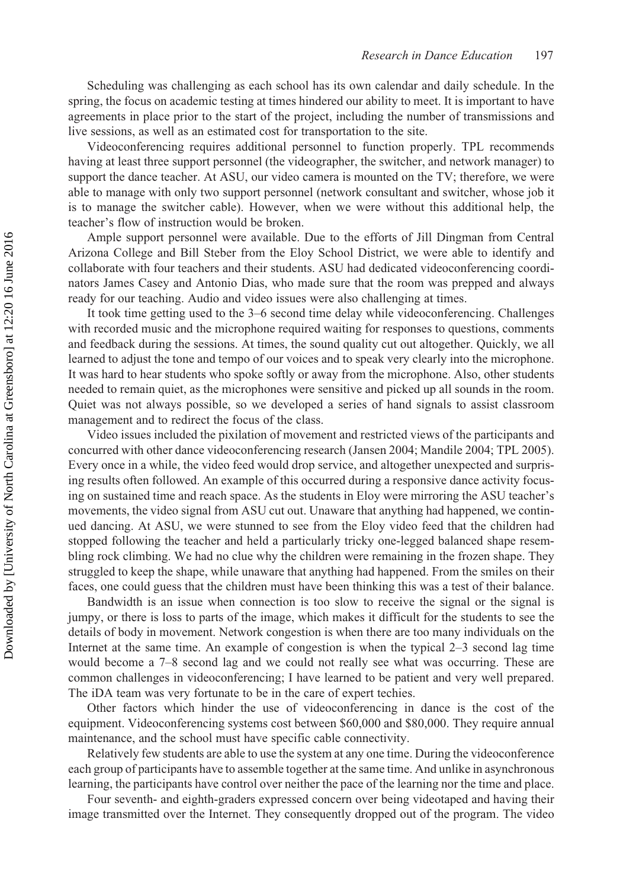Scheduling was challenging as each school has its own calendar and daily schedule. In the spring, the focus on academic testing at times hindered our ability to meet. It is important to have agreements in place prior to the start of the project, including the number of transmissions and live sessions, as well as an estimated cost for transportation to the site.

Videoconferencing requires additional personnel to function properly. TPL recommends having at least three support personnel (the videographer, the switcher, and network manager) to support the dance teacher. At ASU, our video camera is mounted on the TV; therefore, we were able to manage with only two support personnel (network consultant and switcher, whose job it is to manage the switcher cable). However, when we were without this additional help, the teacher's flow of instruction would be broken.

Ample support personnel were available. Due to the efforts of Jill Dingman from Central Arizona College and Bill Steber from the Eloy School District, we were able to identify and collaborate with four teachers and their students. ASU had dedicated videoconferencing coordinators James Casey and Antonio Dias, who made sure that the room was prepped and always ready for our teaching. Audio and video issues were also challenging at times.

It took time getting used to the 3–6 second time delay while videoconferencing. Challenges with recorded music and the microphone required waiting for responses to questions, comments and feedback during the sessions. At times, the sound quality cut out altogether. Quickly, we all learned to adjust the tone and tempo of our voices and to speak very clearly into the microphone. It was hard to hear students who spoke softly or away from the microphone. Also, other students needed to remain quiet, as the microphones were sensitive and picked up all sounds in the room. Quiet was not always possible, so we developed a series of hand signals to assist classroom management and to redirect the focus of the class.

Video issues included the pixilation of movement and restricted views of the participants and concurred with other dance videoconferencing research (Jansen 2004; Mandile 2004; TPL 2005). Every once in a while, the video feed would drop service, and altogether unexpected and surprising results often followed. An example of this occurred during a responsive dance activity focusing on sustained time and reach space. As the students in Eloy were mirroring the ASU teacher's movements, the video signal from ASU cut out. Unaware that anything had happened, we continued dancing. At ASU, we were stunned to see from the Eloy video feed that the children had stopped following the teacher and held a particularly tricky one-legged balanced shape resembling rock climbing. We had no clue why the children were remaining in the frozen shape. They struggled to keep the shape, while unaware that anything had happened. From the smiles on their faces, one could guess that the children must have been thinking this was a test of their balance.

Bandwidth is an issue when connection is too slow to receive the signal or the signal is jumpy, or there is loss to parts of the image, which makes it difficult for the students to see the details of body in movement. Network congestion is when there are too many individuals on the Internet at the same time. An example of congestion is when the typical 2–3 second lag time would become a 7–8 second lag and we could not really see what was occurring. These are common challenges in videoconferencing; I have learned to be patient and very well prepared. The iDA team was very fortunate to be in the care of expert techies.

Other factors which hinder the use of videoconferencing in dance is the cost of the equipment. Videoconferencing systems cost between $60,000 and $80,000. They require annual maintenance, and the school must have specific cable connectivity.

Relatively few students are able to use the system at any one time. During the videoconference each group of participants have to assemble together at the same time. And unlike in asynchronous learning, the participants have control over neither the pace of the learning nor the time and place.

Four seventh- and eighth-graders expressed concern over being videotaped and having their image transmitted over the Internet. They consequently dropped out of the program. The video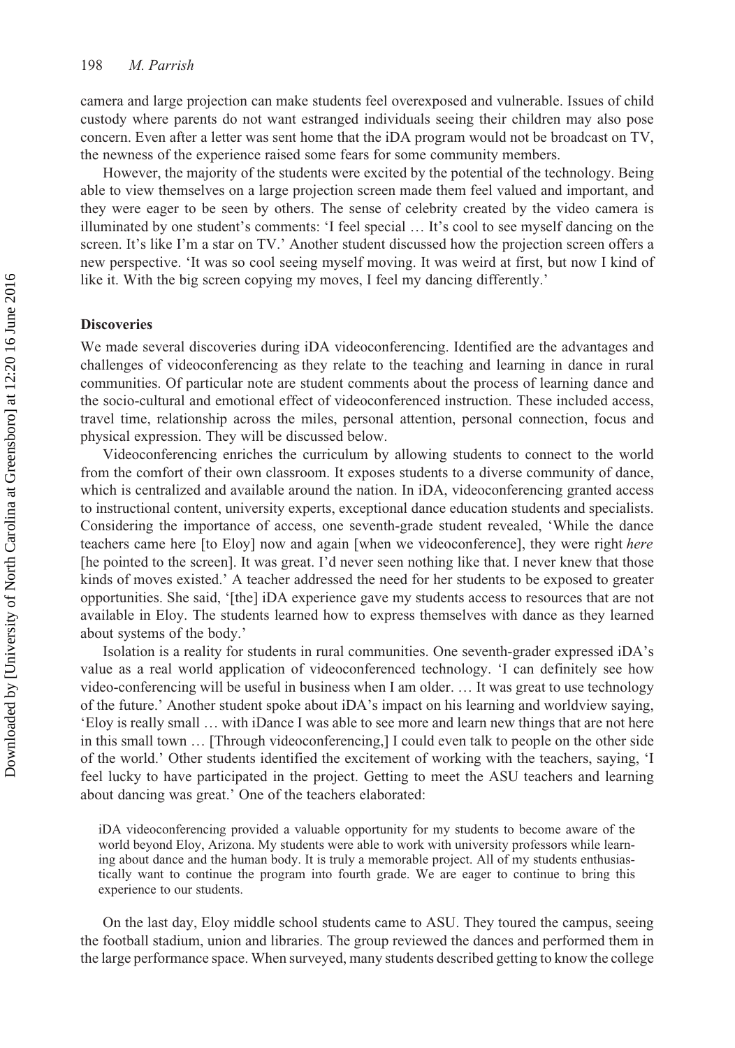camera and large projection can make students feel overexposed and vulnerable. Issues of child custody where parents do not want estranged individuals seeing their children may also pose concern. Even after a letter was sent home that the iDA program would not be broadcast on TV, the newness of the experience raised some fears for some community members.

However, the majority of the students were excited by the potential of the technology. Being able to view themselves on a large projection screen made them feel valued and important, and they were eager to be seen by others. The sense of celebrity created by the video camera is illuminated by one student's comments: 'I feel special … It's cool to see myself dancing on the screen. It's like I'm a star on TV.' Another student discussed how the projection screen offers a new perspective. 'It was so cool seeing myself moving. It was weird at first, but now I kind of like it. With the big screen copying my moves, I feel my dancing differently.'

### Discoveries

We made several discoveries during iDA videoconferencing. Identified are the advantages and challenges of videoconferencing as they relate to the teaching and learning in dance in rural communities. Of particular note are student comments about the process of learning dance and the socio-cultural and emotional effect of videoconferenced instruction. These included access, travel time, relationship across the miles, personal attention, personal connection, focus and physical expression. They will be discussed below.

Videoconferencing enriches the curriculum by allowing students to connect to the world from the comfort of their own classroom. It exposes students to a diverse community of dance, which is centralized and available around the nation. In iDA, videoconferencing granted access to instructional content, university experts, exceptional dance education students and specialists. Considering the importance of access, one seventh-grade student revealed, 'While the dance teachers came here [to Eloy] now and again [when we videoconference], they were right *here* [he pointed to the screen]. It was great. I'd never seen nothing like that. I never knew that those kinds of moves existed.' A teacher addressed the need for her students to be exposed to greater opportunities. She said, '[the] iDA experience gave my students access to resources that are not available in Eloy. The students learned how to express themselves with dance as they learned about systems of the body.'

Isolation is a reality for students in rural communities. One seventh-grader expressed iDA's value as a real world application of videoconferenced technology. 'I can definitely see how video-conferencing will be useful in business when I am older. … It was great to use technology of the future.' Another student spoke about iDA's impact on his learning and worldview saying, 'Eloy is really small … with iDance I was able to see more and learn new things that are not here in this small town … [Through videoconferencing,] I could even talk to people on the other side of the world.' Other students identified the excitement of working with the teachers, saying, 'I feel lucky to have participated in the project. Getting to meet the ASU teachers and learning about dancing was great.' One of the teachers elaborated:

> iDA videoconferencing provided a valuable opportunity for my students to become aware of the world beyond Eloy, Arizona. My students were able to work with university professors while learning about dance and the human body. It is truly a memorable project. All of my students enthusiastically want to continue the program into fourth grade. We are eager to continue to bring this experience to our students.

On the last day, Eloy middle school students came to ASU. They toured the campus, seeing the football stadium, union and libraries. The group reviewed the dances and performed them in the large performance space. When surveyed, many students described getting to know the college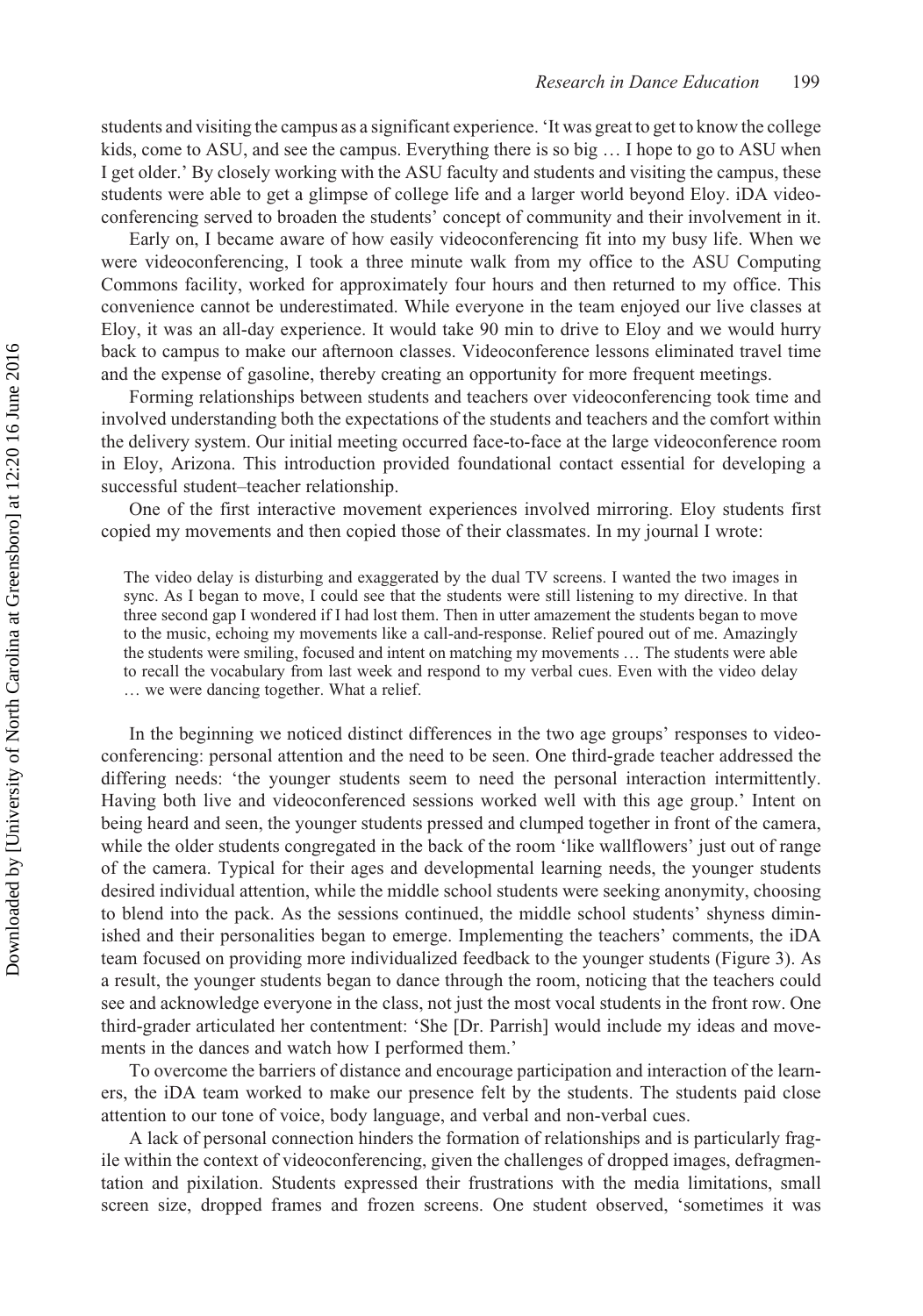students and visiting the campus as a significant experience. 'It was great to get to know the college kids, come to ASU, and see the campus. Everything there is so big … I hope to go to ASU when I get older.' By closely working with the ASU faculty and students and visiting the campus, these students were able to get a glimpse of college life and a larger world beyond Eloy. iDA videoconferencing served to broaden the students' concept of community and their involvement in it.

Early on, I became aware of how easily videoconferencing fit into my busy life. When we were videoconferencing, I took a three minute walk from my office to the ASU Computing Commons facility, worked for approximately four hours and then returned to my office. This convenience cannot be underestimated. While everyone in the team enjoyed our live classes at Eloy, it was an all-day experience. It would take 90 min to drive to Eloy and we would hurry back to campus to make our afternoon classes. Videoconference lessons eliminated travel time and the expense of gasoline, thereby creating an opportunity for more frequent meetings.

Forming relationships between students and teachers over videoconferencing took time and involved understanding both the expectations of the students and teachers and the comfort within the delivery system. Our initial meeting occurred face-to-face at the large videoconference room in Eloy, Arizona. This introduction provided foundational contact essential for developing a successful student–teacher relationship.

One of the first interactive movement experiences involved mirroring. Eloy students first copied my movements and then copied those of their classmates. In my journal I wrote:

> The video delay is disturbing and exaggerated by the dual TV screens. I wanted the two images in sync. As I began to move, I could see that the students were still listening to my directive. In that three second gap I wondered if I had lost them. Then in utter amazement the students began to move to the music, echoing my movements like a call-and-response. Relief poured out of me. Amazingly the students were smiling, focused and intent on matching my movements … The students were able to recall the vocabulary from last week and respond to my verbal cues. Even with the video delay … we were dancing together. What a relief.

In the beginning we noticed distinct differences in the two age groups' responses to videoconferencing: personal attention and the need to be seen. One third-grade teacher addressed the differing needs: 'the younger students seem to need the personal interaction intermittently. Having both live and videoconferenced sessions worked well with this age group.' Intent on being heard and seen, the younger students pressed and clumped together in front of the camera, while the older students congregated in the back of the room 'like wallflowers' just out of range of the camera. Typical for their ages and developmental learning needs, the younger students desired individual attention, while the middle school students were seeking anonymity, choosing to blend into the pack. As the sessions continued, the middle school students' shyness diminished and their personalities began to emerge. Implementing the teachers' comments, the iDA team focused on providing more individualized feedback to the younger students (Figure 3). As a result, the younger students began to dance through the room, noticing that the teachers could see and acknowledge everyone in the class, not just the most vocal students in the front row. One third-grader articulated her contentment: 'She [Dr. Parrish] would include my ideas and movements in the dances and watch how I performed them.'

To overcome the barriers of distance and encourage participation and interaction of the learners, the iDA team worked to make our presence felt by the students. The students paid close attention to our tone of voice, body language, and verbal and non-verbal cues.

A lack of personal connection hinders the formation of relationships and is particularly fragile within the context of videoconferencing, given the challenges of dropped images, defragmentation and pixilation. Students expressed their frustrations with the media limitations, small screen size, dropped frames and frozen screens. One student observed, 'sometimes it was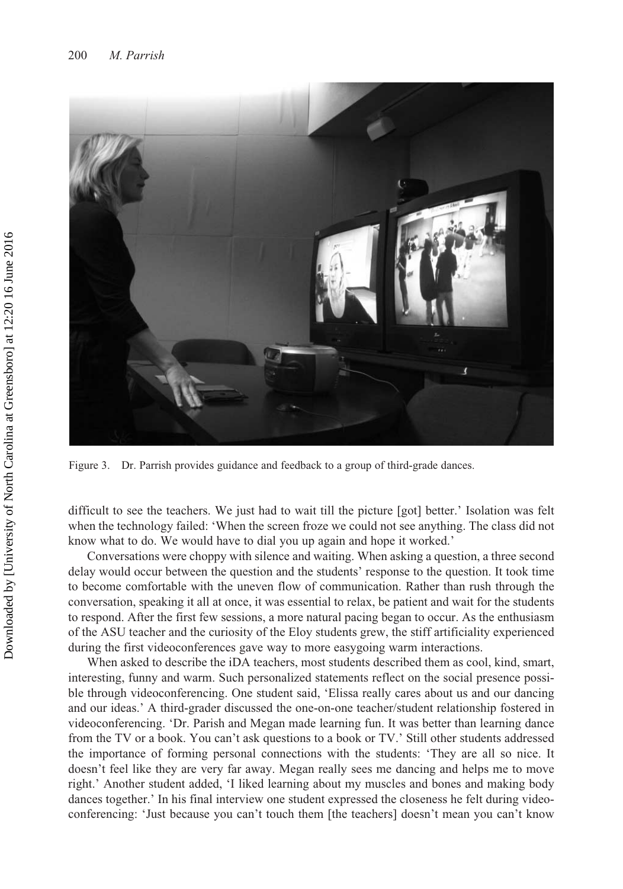Figure 3. Dr. Parrish provides guidance and feedback to a group of third-grade dances.

difficult to see the teachers. We just had to wait till the picture [got] better.' Isolation was felt when the technology failed: 'When the screen froze we could not see anything. The class did not know what to do. We would have to dial you up again and hope it worked.'

Conversations were choppy with silence and waiting. When asking a question, a three second delay would occur between the question and the students' response to the question. It took time to become comfortable with the uneven flow of communication. Rather than rush through the conversation, speaking it all at once, it was essential to relax, be patient and wait for the students to respond. After the first few sessions, a more natural pacing began to occur. As the enthusiasm of the ASU teacher and the curiosity of the Eloy students grew, the stiff artificiality experienced during the first videoconferences gave way to more easygoing warm interactions.

When asked to describe the iDA teachers, most students described them as cool, kind, smart, interesting, funny and warm. Such personalized statements reflect on the social presence possible through videoconferencing. One student said, 'Elissa really cares about us and our dancing and our ideas.' A third-grader discussed the one-on-one teacher/student relationship fostered in videoconferencing. 'Dr. Parish and Megan made learning fun. It was better than learning dance from the TV or a book. You can't ask questions to a book or TV.' Still other students addressed the importance of forming personal connections with the students: 'They are all so nice. It doesn't feel like they are very far away. Megan really sees me dancing and helps me to move right.' Another student added, 'I liked learning about my muscles and bones and making body dances together.' In his final interview one student expressed the closeness he felt during videoconferencing: 'Just because you can't touch them [the teachers] doesn't mean you can't know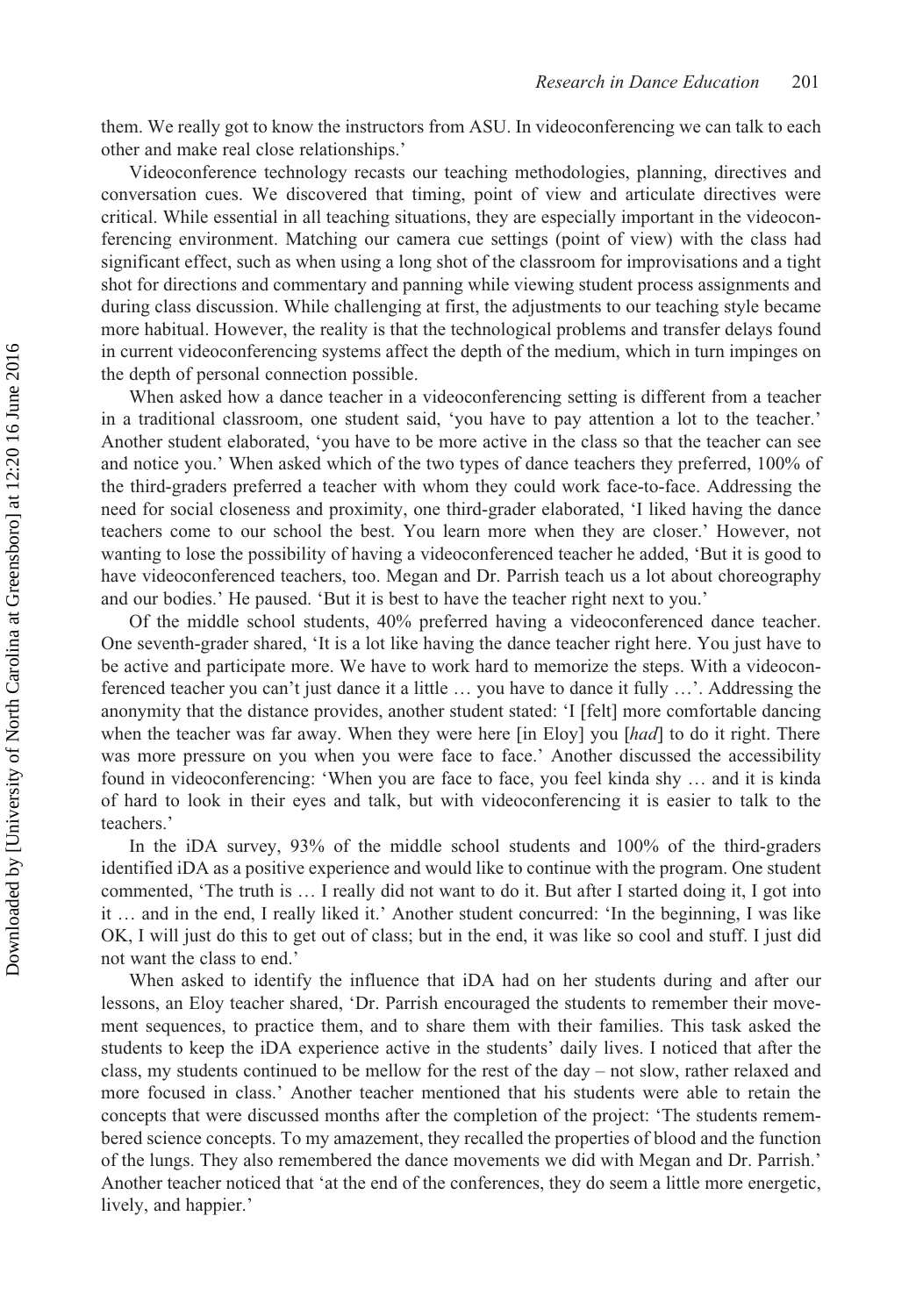them. We really got to know the instructors from ASU. In videoconferencing we can talk to each other and make real close relationships.'

Videoconference technology recasts our teaching methodologies, planning, directives and conversation cues. We discovered that timing, point of view and articulate directives were critical. While essential in all teaching situations, they are especially important in the videoconferencing environment. Matching our camera cue settings (point of view) with the class had significant effect, such as when using a long shot of the classroom for improvisations and a tight shot for directions and commentary and panning while viewing student process assignments and during class discussion. While challenging at first, the adjustments to our teaching style became more habitual. However, the reality is that the technological problems and transfer delays found in current videoconferencing systems affect the depth of the medium, which in turn impinges on the depth of personal connection possible.

When asked how a dance teacher in a videoconferencing setting is different from a teacher in a traditional classroom, one student said, 'you have to pay attention a lot to the teacher.' Another student elaborated, 'you have to be more active in the class so that the teacher can see and notice you.' When asked which of the two types of dance teachers they preferred, 100% of the third-graders preferred a teacher with whom they could work face-to-face. Addressing the need for social closeness and proximity, one third-grader elaborated, 'I liked having the dance teachers come to our school the best. You learn more when they are closer.' However, not wanting to lose the possibility of having a videoconferenced teacher he added, 'But it is good to have videoconferenced teachers, too. Megan and Dr. Parrish teach us a lot about choreography and our bodies.' He paused. 'But it is best to have the teacher right next to you.'

Of the middle school students, 40% preferred having a videoconferenced dance teacher. One seventh-grader shared, 'It is a lot like having the dance teacher right here. You just have to be active and participate more. We have to work hard to memorize the steps. With a videoconferenced teacher you can't just dance it a little … you have to dance it fully …'. Addressing the anonymity that the distance provides, another student stated: 'I [felt] more comfortable dancing when the teacher was far away. When they were here [in Eloy] you [*had*] to do it right. There was more pressure on you when you were face to face.' Another discussed the accessibility found in videoconferencing: 'When you are face to face, you feel kinda shy … and it is kinda of hard to look in their eyes and talk, but with videoconferencing it is easier to talk to the teachers.'

In the iDA survey, 93% of the middle school students and 100% of the third-graders identified iDA as a positive experience and would like to continue with the program. One student commented, 'The truth is … I really did not want to do it. But after I started doing it, I got into it … and in the end, I really liked it.' Another student concurred: 'In the beginning, I was like OK, I will just do this to get out of class; but in the end, it was like so cool and stuff. I just did not want the class to end.'

When asked to identify the influence that iDA had on her students during and after our lessons, an Eloy teacher shared, 'Dr. Parrish encouraged the students to remember their movement sequences, to practice them, and to share them with their families. This task asked the students to keep the iDA experience active in the students' daily lives. I noticed that after the class, my students continued to be mellow for the rest of the day – not slow, rather relaxed and more focused in class.' Another teacher mentioned that his students were able to retain the concepts that were discussed months after the completion of the project: 'The students remembered science concepts. To my amazement, they recalled the properties of blood and the function of the lungs. They also remembered the dance movements we did with Megan and Dr. Parrish.' Another teacher noticed that 'at the end of the conferences, they do seem a little more energetic, lively, and happier.'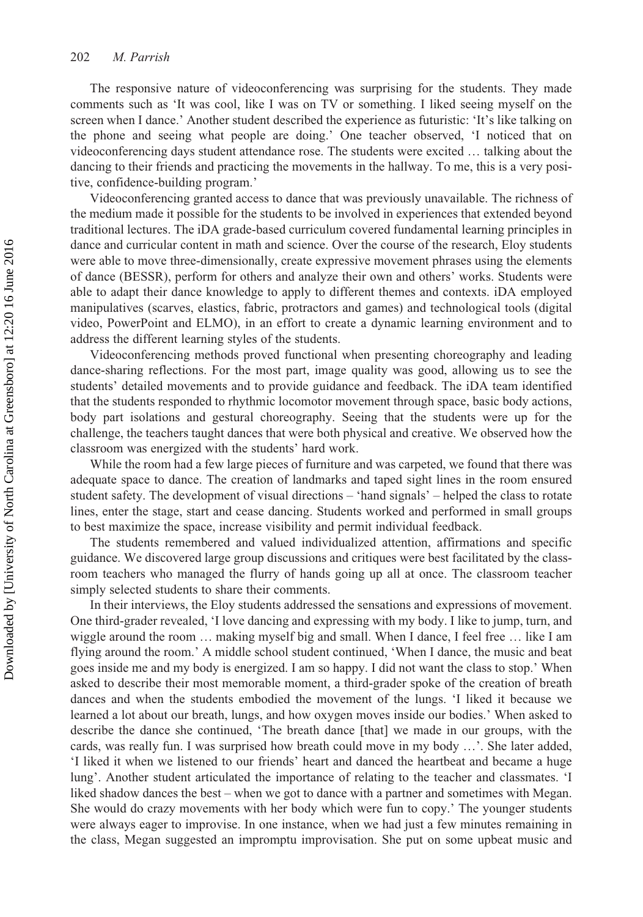The responsive nature of videoconferencing was surprising for the students. They made comments such as 'It was cool, like I was on TV or something. I liked seeing myself on the screen when I dance.' Another student described the experience as futuristic: 'It's like talking on the phone and seeing what people are doing.' One teacher observed, 'I noticed that on videoconferencing days student attendance rose. The students were excited … talking about the dancing to their friends and practicing the movements in the hallway. To me, this is a very positive, confidence-building program.'

Videoconferencing granted access to dance that was previously unavailable. The richness of the medium made it possible for the students to be involved in experiences that extended beyond traditional lectures. The iDA grade-based curriculum covered fundamental learning principles in dance and curricular content in math and science. Over the course of the research, Eloy students were able to move three-dimensionally, create expressive movement phrases using the elements of dance (BESSR), perform for others and analyze their own and others' works. Students were able to adapt their dance knowledge to apply to different themes and contexts. iDA employed manipulatives (scarves, elastics, fabric, protractors and games) and technological tools (digital video, PowerPoint and ELMO), in an effort to create a dynamic learning environment and to address the different learning styles of the students.

Videoconferencing methods proved functional when presenting choreography and leading dance-sharing reflections. For the most part, image quality was good, allowing us to see the students' detailed movements and to provide guidance and feedback. The iDA team identified that the students responded to rhythmic locomotor movement through space, basic body actions, body part isolations and gestural choreography. Seeing that the students were up for the challenge, the teachers taught dances that were both physical and creative. We observed how the classroom was energized with the students' hard work.

While the room had a few large pieces of furniture and was carpeted, we found that there was adequate space to dance. The creation of landmarks and taped sight lines in the room ensured student safety. The development of visual directions – 'hand signals' – helped the class to rotate lines, enter the stage, start and cease dancing. Students worked and performed in small groups to best maximize the space, increase visibility and permit individual feedback.

The students remembered and valued individualized attention, affirmations and specific guidance. We discovered large group discussions and critiques were best facilitated by the classroom teachers who managed the flurry of hands going up all at once. The classroom teacher simply selected students to share their comments.

In their interviews, the Eloy students addressed the sensations and expressions of movement. One third-grader revealed, 'I love dancing and expressing with my body. I like to jump, turn, and wiggle around the room … making myself big and small. When I dance, I feel free … like I am flying around the room.' A middle school student continued, 'When I dance, the music and beat goes inside me and my body is energized. I am so happy. I did not want the class to stop.' When asked to describe their most memorable moment, a third-grader spoke of the creation of breath dances and when the students embodied the movement of the lungs. 'I liked it because we learned a lot about our breath, lungs, and how oxygen moves inside our bodies.' When asked to describe the dance she continued, 'The breath dance [that] we made in our groups, with the cards, was really fun. I was surprised how breath could move in my body …'. She later added, 'I liked it when we listened to our friends' heart and danced the heartbeat and became a huge lung'. Another student articulated the importance of relating to the teacher and classmates. 'I liked shadow dances the best – when we got to dance with a partner and sometimes with Megan. She would do crazy movements with her body which were fun to copy.' The younger students were always eager to improvise. In one instance, when we had just a few minutes remaining in the class, Megan suggested an impromptu improvisation. She put on some upbeat music and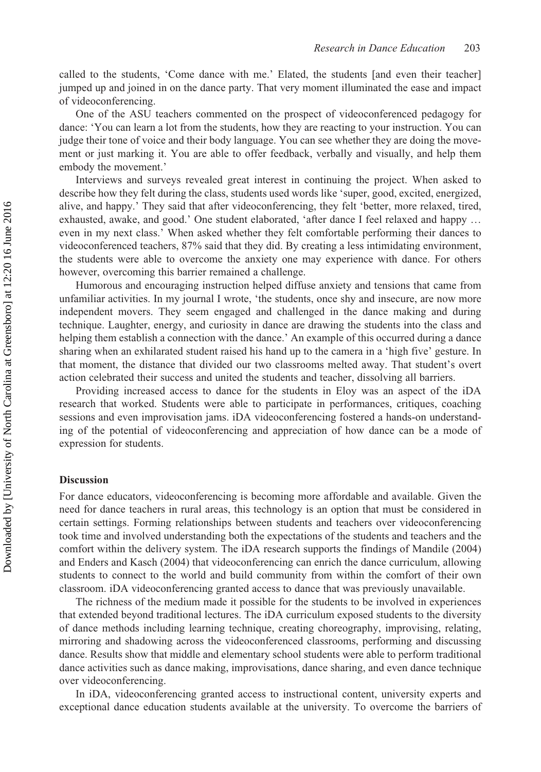called to the students, 'Come dance with me.' Elated, the students [and even their teacher] jumped up and joined in on the dance party. That very moment illuminated the ease and impact of videoconferencing.

One of the ASU teachers commented on the prospect of videoconferenced pedagogy for dance: 'You can learn a lot from the students, how they are reacting to your instruction. You can judge their tone of voice and their body language. You can see whether they are doing the movement or just marking it. You are able to offer feedback, verbally and visually, and help them embody the movement.'

Interviews and surveys revealed great interest in continuing the project. When asked to describe how they felt during the class, students used words like 'super, good, excited, energized, alive, and happy.' They said that after videoconferencing, they felt 'better, more relaxed, tired, exhausted, awake, and good.' One student elaborated, 'after dance I feel relaxed and happy … even in my next class.' When asked whether they felt comfortable performing their dances to videoconferenced teachers, 87% said that they did. By creating a less intimidating environment, the students were able to overcome the anxiety one may experience with dance. For others however, overcoming this barrier remained a challenge.

Humorous and encouraging instruction helped diffuse anxiety and tensions that came from unfamiliar activities. In my journal I wrote, 'the students, once shy and insecure, are now more independent movers. They seem engaged and challenged in the dance making and during technique. Laughter, energy, and curiosity in dance are drawing the students into the class and helping them establish a connection with the dance.' An example of this occurred during a dance sharing when an exhilarated student raised his hand up to the camera in a 'high five' gesture. In that moment, the distance that divided our two classrooms melted away. That student's overt action celebrated their success and united the students and teacher, dissolving all barriers.

Providing increased access to dance for the students in Eloy was an aspect of the iDA research that worked. Students were able to participate in performances, critiques, coaching sessions and even improvisation jams. iDA videoconferencing fostered a hands-on understanding of the potential of videoconferencing and appreciation of how dance can be a mode of expression for students.

## Discussion

For dance educators, videoconferencing is becoming more affordable and available. Given the need for dance teachers in rural areas, this technology is an option that must be considered in certain settings. Forming relationships between students and teachers over videoconferencing took time and involved understanding both the expectations of the students and teachers and the comfort within the delivery system. The iDA research supports the findings of Mandile (2004) and Enders and Kasch (2004) that videoconferencing can enrich the dance curriculum, allowing students to connect to the world and build community from within the comfort of their own classroom. iDA videoconferencing granted access to dance that was previously unavailable.

The richness of the medium made it possible for the students to be involved in experiences that extended beyond traditional lectures. The iDA curriculum exposed students to the diversity of dance methods including learning technique, creating choreography, improvising, relating, mirroring and shadowing across the videoconferenced classrooms, performing and discussing dance. Results show that middle and elementary school students were able to perform traditional dance activities such as dance making, improvisations, dance sharing, and even dance technique over videoconferencing.

In iDA, videoconferencing granted access to instructional content, university experts and exceptional dance education students available at the university. To overcome the barriers of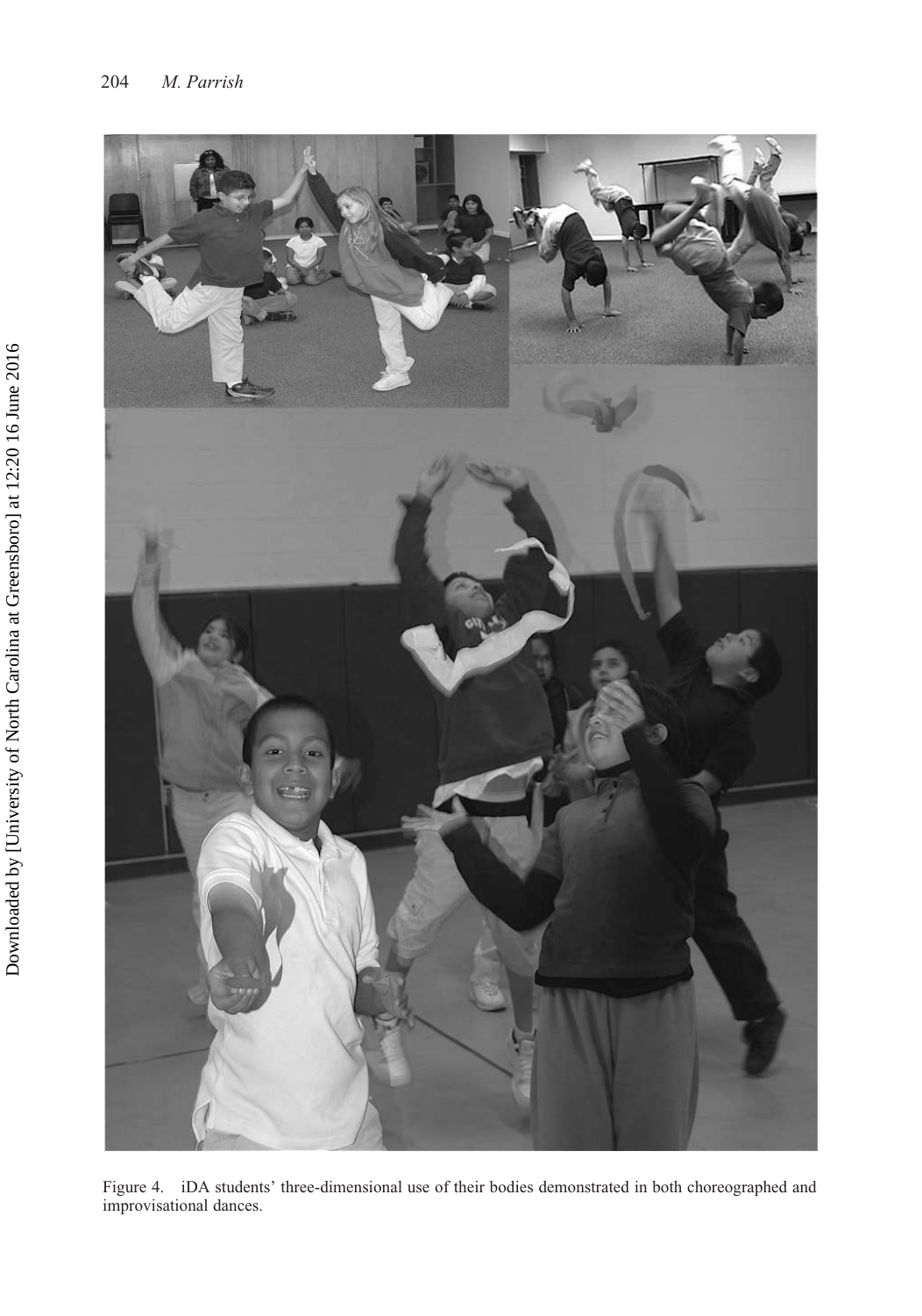Figure 4. iDA students' three-dimensional use of their bodies demonstrated in both choreographed and improvisational dances.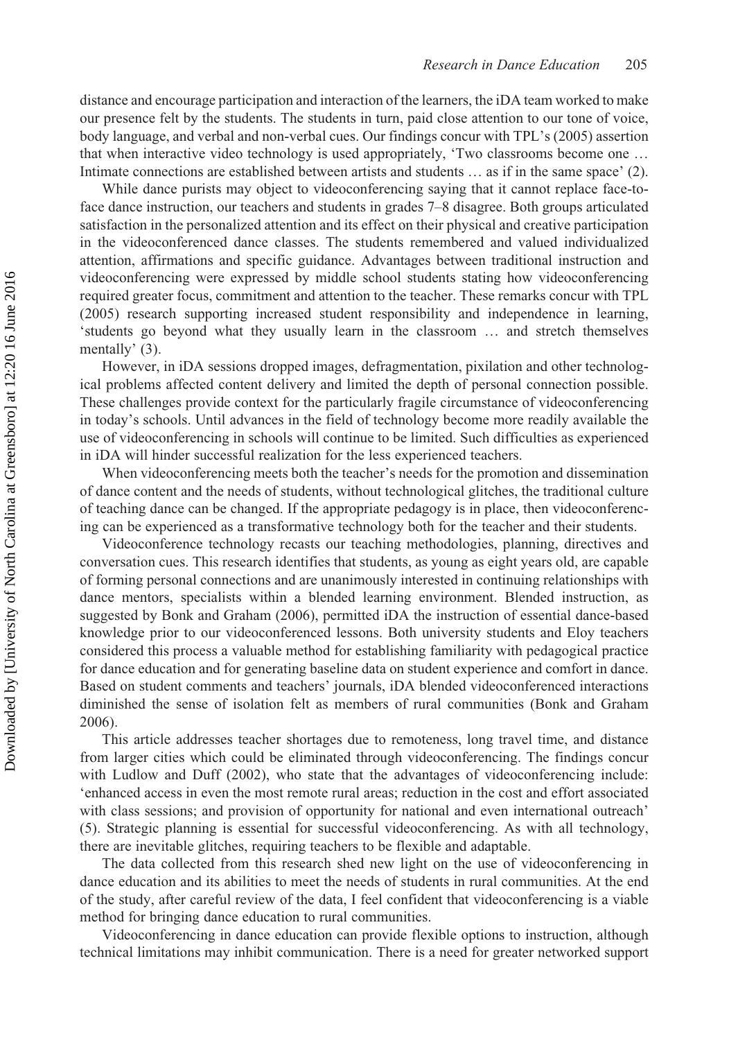distance and encourage participation and interaction of the learners, the iDA team worked to make our presence felt by the students. The students in turn, paid close attention to our tone of voice, body language, and verbal and non-verbal cues. Our findings concur with TPL's (2005) assertion that when interactive video technology is used appropriately, 'Two classrooms become one … Intimate connections are established between artists and students … as if in the same space' (2).

While dance purists may object to videoconferencing saying that it cannot replace face-to-face dance instruction, our teachers and students in grades 7–8 disagree. Both groups articulated satisfaction in the personalized attention and its effect on their physical and creative participation in the videoconferenced dance classes. The students remembered and valued individualized attention, affirmations and specific guidance. Advantages between traditional instruction and videoconferencing were expressed by middle school students stating how videoconferencing required greater focus, commitment and attention to the teacher. These remarks concur with TPL (2005) research supporting increased student responsibility and independence in learning, 'students go beyond what they usually learn in the classroom … and stretch themselves mentally' (3).

However, in iDA sessions dropped images, defragmentation, pixilation and other technological problems affected content delivery and limited the depth of personal connection possible. These challenges provide context for the particularly fragile circumstance of videoconferencing in today's schools. Until advances in the field of technology become more readily available the use of videoconferencing in schools will continue to be limited. Such difficulties as experienced in iDA will hinder successful realization for the less experienced teachers.

When videoconferencing meets both the teacher's needs for the promotion and dissemination of dance content and the needs of students, without technological glitches, the traditional culture of teaching dance can be changed. If the appropriate pedagogy is in place, then videoconferencing can be experienced as a transformative technology both for the teacher and their students.

Videoconference technology recasts our teaching methodologies, planning, directives and conversation cues. This research identifies that students, as young as eight years old, are capable of forming personal connections and are unanimously interested in continuing relationships with dance mentors, specialists within a blended learning environment. Blended instruction, as suggested by Bonk and Graham (2006), permitted iDA the instruction of essential dance-based knowledge prior to our videoconferenced lessons. Both university students and Eloy teachers considered this process a valuable method for establishing familiarity with pedagogical practice for dance education and for generating baseline data on student experience and comfort in dance. Based on student comments and teachers' journals, iDA blended videoconferenced interactions diminished the sense of isolation felt as members of rural communities (Bonk and Graham 2006).

This article addresses teacher shortages due to remoteness, long travel time, and distance from larger cities which could be eliminated through videoconferencing. The findings concur with Ludlow and Duff (2002), who state that the advantages of videoconferencing include: 'enhanced access in even the most remote rural areas; reduction in the cost and effort associated with class sessions; and provision of opportunity for national and even international outreach' (5). Strategic planning is essential for successful videoconferencing. As with all technology, there are inevitable glitches, requiring teachers to be flexible and adaptable.

The data collected from this research shed new light on the use of videoconferencing in dance education and its abilities to meet the needs of students in rural communities. At the end of the study, after careful review of the data, I feel confident that videoconferencing is a viable method for bringing dance education to rural communities.

Videoconferencing in dance education can provide flexible options to instruction, although technical limitations may inhibit communication. There is a need for greater networked support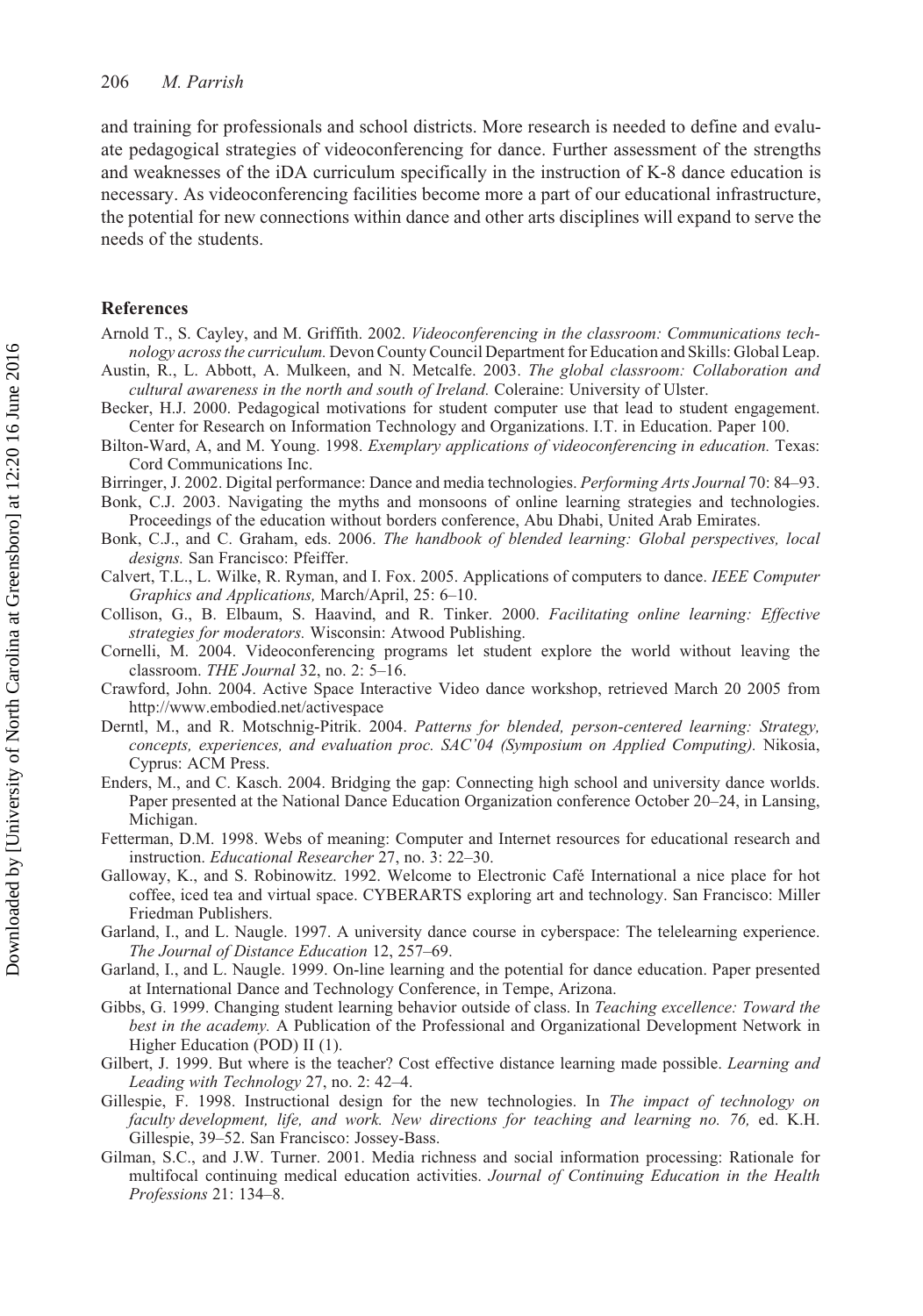and training for professionals and school districts. More research is needed to define and evaluate pedagogical strategies of videoconferencing for dance. Further assessment of the strengths and weaknesses of the iDA curriculum specifically in the instruction of K-8 dance education is necessary. As videoconferencing facilities become more a part of our educational infrastructure, the potential for new connections within dance and other arts disciplines will expand to serve the needs of the students.

## References

Arnold T., S. Cayley, and M. Griffith. 2002. *Videoconferencing in the classroom: Communications technology across the curriculum.* Devon County Council Department for Education and Skills: Global Leap.

Austin, R., L. Abbott, A. Mulkeen, and N. Metcalfe. 2003. *The global classroom: Collaboration and cultural awareness in the north and south of Ireland.* Coleraine: University of Ulster.

Becker, H.J. 2000. Pedagogical motivations for student computer use that lead to student engagement. Center for Research on Information Technology and Organizations. I.T. in Education. Paper 100.

Bilton-Ward, A, and M. Young. 1998. *Exemplary applications of videoconferencing in education.* Texas: Cord Communications Inc.

Birringer, J. 2002. Digital performance: Dance and media technologies. *Performing Arts Journal* 70: 84–93.

Bonk, C.J. 2003. Navigating the myths and monsoons of online learning strategies and technologies. Proceedings of the education without borders conference, Abu Dhabi, United Arab Emirates.

Bonk, C.J., and C. Graham, eds. 2006. *The handbook of blended learning: Global perspectives, local designs.* San Francisco: Pfeiffer.

Calvert, T.L., L. Wilke, R. Ryman, and I. Fox. 2005. Applications of computers to dance. *IEEE Computer Graphics and Applications,* March/April, 25: 6–10.

Collison, G., B. Elbaum, S. Haavind, and R. Tinker. 2000. *Facilitating online learning: Effective strategies for moderators.* Wisconsin: Atwood Publishing.

Cornelli, M. 2004. Videoconferencing programs let student explore the world without leaving the classroom. *THE Journal* 32, no. 2: 5–16.

Crawford, John. 2004. Active Space Interactive Video dance workshop, retrieved March 20 2005 from http://www.embodied.net/activespace

Derntl, M., and R. Motschnig-Pitrik. 2004. *Patterns for blended, person-centered learning: Strategy, concepts, experiences, and evaluation proc. SAC'04 (Symposium on Applied Computing).* Nikosia, Cyprus: ACM Press.

Enders, M., and C. Kasch. 2004. Bridging the gap: Connecting high school and university dance worlds. Paper presented at the National Dance Education Organization conference October 20–24, in Lansing, Michigan.

Fetterman, D.M. 1998. Webs of meaning: Computer and Internet resources for educational research and instruction. *Educational Researcher* 27, no. 3: 22–30.

Galloway, K., and S. Robinowitz. 1992. Welcome to Electronic Café International a nice place for hot coffee, iced tea and virtual space. CYBERARTS exploring art and technology. San Francisco: Miller Friedman Publishers.

Garland, I., and L. Naugle. 1997. A university dance course in cyberspace: The telelearning experience. *The Journal of Distance Education* 12, 257–69.

Garland, I., and L. Naugle. 1999. On-line learning and the potential for dance education. Paper presented at International Dance and Technology Conference, in Tempe, Arizona.

Gibbs, G. 1999. Changing student learning behavior outside of class. In *Teaching excellence: Toward the best in the academy.* A Publication of the Professional and Organizational Development Network in Higher Education (POD) II (1).

Gilbert, J. 1999. But where is the teacher? Cost effective distance learning made possible. *Learning and Leading with Technology* 27, no. 2: 42–4.

Gillespie, F. 1998. Instructional design for the new technologies. In *The impact of technology on faculty development, life, and work. New directions for teaching and learning no. 76,* ed. K.H. Gillespie, 39–52. San Francisco: Jossey-Bass.

Gilman, S.C., and J.W. Turner. 2001. Media richness and social information processing: Rationale for multifocal continuing medical education activities. *Journal of Continuing Education in the Health Professions* 21: 134–8.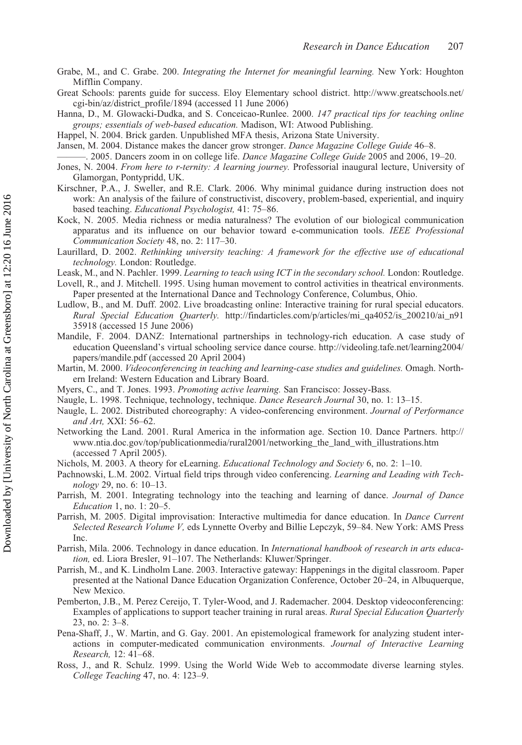Grabe, M., and C. Grabe. 200. *Integrating the Internet for meaningful learning.* New York: Houghton Mifflin Company.

Great Schools: parents guide for success. Eloy Elementary school district. http://www.greatschools.net/cgi-bin/az/district_profile/1894 (accessed 11 June 2006)

Hanna, D., M. Glowacki-Dudka, and S. Conceicao-Runlee. 2000. *147 practical tips for teaching online groups; essentials of web-based education.* Madison, WI: Atwood Publishing.

Happel, N. 2004. Brick garden. Unpublished MFA thesis, Arizona State University.

Jansen, M. 2004. Distance makes the dancer grow stronger. *Dance Magazine College Guide* 46–8.

———. 2005. Dancers zoom in on college life. *Dance Magazine College Guide* 2005 and 2006, 19–20.

Jones, N. 2004. *From here to r-ternity: A learning journey.* Professorial inaugural lecture, University of Glamorgan, Pontypridd, UK.

Kirschner, P.A., J. Sweller, and R.E. Clark. 2006. Why minimal guidance during instruction does not work: An analysis of the failure of constructivist, discovery, problem-based, experiential, and inquiry based teaching. *Educational Psychologist,* 41: 75–86.

Kock, N. 2005. Media richness or media naturalness? The evolution of our biological communication apparatus and its influence on our behavior toward e-communication tools. *IEEE Professional Communication Society* 48, no. 2: 117–30.

Laurillard, D. 2002. *Rethinking university teaching: A framework for the effective use of educational technology.* London: Routledge.

Leask, M., and N. Pachler. 1999. *Learning to teach using ICT in the secondary school.* London: Routledge.

Lovell, R., and J. Mitchell. 1995. Using human movement to control activities in theatrical environments. Paper presented at the International Dance and Technology Conference, Columbus, Ohio.

Ludlow, B., and M. Duff. 2002. Live broadcasting online: Interactive training for rural special educators. *Rural Special Education Quarterly.* http://findarticles.com/p/articles/mi_qa4052/is_200210/ai_n9135918 (accessed 15 June 2006)

Mandile, F. 2004. DANZ: International partnerships in technology-rich education. A case study of education Queensland's virtual schooling service dance course. http://videoling.tafe.net/learning2004/papers/mandile.pdf (accessed 20 April 2004)

Martin, M. 2000. *Videoconferencing in teaching and learning-case studies and guidelines.* Omagh. Northern Ireland: Western Education and Library Board.

Myers, C., and T. Jones. 1993. *Promoting active learning.* San Francisco: Jossey-Bass.

Naugle, L. 1998. Technique, technology, technique. *Dance Research Journal* 30, no. 1: 13–15.

Naugle, L. 2002. Distributed choreography: A video-conferencing environment. *Journal of Performance and Art,* XXI: 56–62.

Networking the Land. 2001. Rural America in the information age. Section 10. Dance Partners. http://www.ntia.doc.gov/top/publicationmedia/rural2001/networking_the_land_with_illustrations.htm (accessed 7 April 2005).

Nichols, M. 2003. A theory for eLearning. *Educational Technology and Society* 6, no. 2: 1–10.

Pachnowski, L.M. 2002. Virtual field trips through video conferencing. *Learning and Leading with Technology* 29, no. 6: 10–13.

Parrish, M. 2001. Integrating technology into the teaching and learning of dance. *Journal of Dance Education* 1, no. 1: 20–5.

Parrish, M. 2005. Digital improvisation: Interactive multimedia for dance education. In *Dance Current Selected Research Volume V,* eds Lynnette Overby and Billie Lepczyk, 59–84. New York: AMS Press Inc.

Parrish, Mila. 2006. Technology in dance education. In *International handbook of research in arts education,* ed. Liora Bresler, 91–107. The Netherlands: Kluwer/Springer.

Parrish, M., and K. Lindholm Lane. 2003. Interactive gateway: Happenings in the digital classroom. Paper presented at the National Dance Education Organization Conference, October 20–24, in Albuquerque, New Mexico.

Pemberton, J.B., M. Perez Cereijo, T. Tyler-Wood, and J. Rademacher. 2004. Desktop videoconferencing: Examples of applications to support teacher training in rural areas. *Rural Special Education Quarterly* 23, no. 2: 3–8.

Pena-Shaff, J., W. Martin, and G. Gay. 2001. An epistemological framework for analyzing student interactions in computer-medicated communication environments. *Journal of Interactive Learning Research,* 12: 41–68.

Ross, J., and R. Schulz. 1999. Using the World Wide Web to accommodate diverse learning styles. *College Teaching* 47, no. 4: 123–9.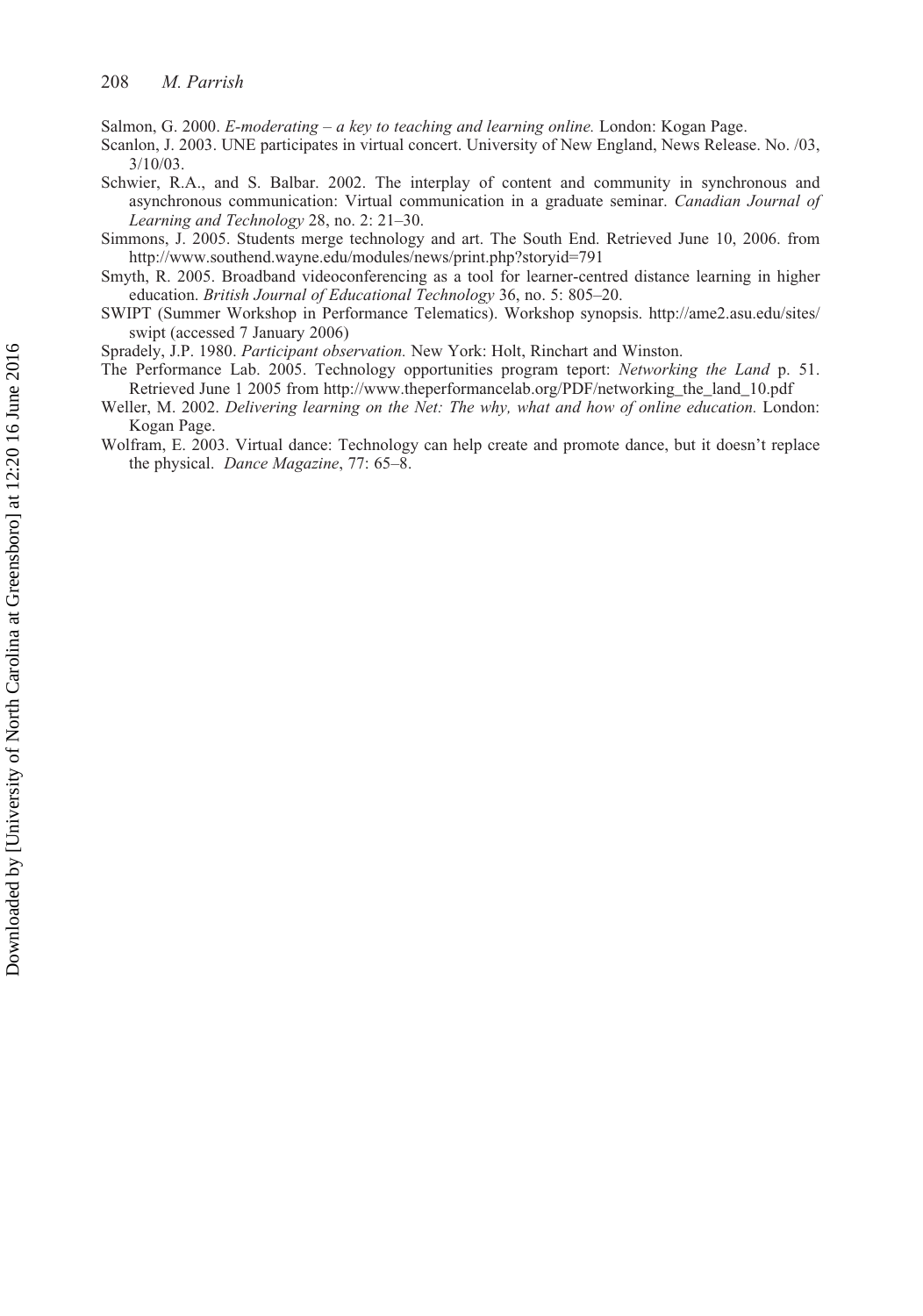Salmon, G. 2000. *E-moderating – a key to teaching and learning online.* London: Kogan Page.

Scanlon, J. 2003. UNE participates in virtual concert. University of New England, News Release. No. /03, 3/10/03.

Schwier, R.A., and S. Balbar. 2002. The interplay of content and community in synchronous and asynchronous communication: Virtual communication in a graduate seminar. *Canadian Journal of Learning and Technology* 28, no. 2: 21–30.

Simmons, J. 2005. Students merge technology and art. The South End. Retrieved June 10, 2006. from http://www.southend.wayne.edu/modules/news/print.php?storyid=791

Smyth, R. 2005. Broadband videoconferencing as a tool for learner-centred distance learning in higher education. *British Journal of Educational Technology* 36, no. 5: 805–20.

SWIPT (Summer Workshop in Performance Telematics). Workshop synopsis. http://ame2.asu.edu/sites/swipt (accessed 7 January 2006)

Spradely, J.P. 1980. *Participant observation.* New York: Holt, Rinchart and Winston.

The Performance Lab. 2005. Technology opportunities program teport: *Networking the Land* p. 51. Retrieved June 1 2005 from http://www.theperformancelab.org/PDF/networking_the_land_10.pdf

Weller, M. 2002. *Delivering learning on the Net: The why, what and how of online education.* London: Kogan Page.

Wolfram, E. 2003. Virtual dance: Technology can help create and promote dance, but it doesn't replace the physical. *Dance Magazine*, 77: 65–8.